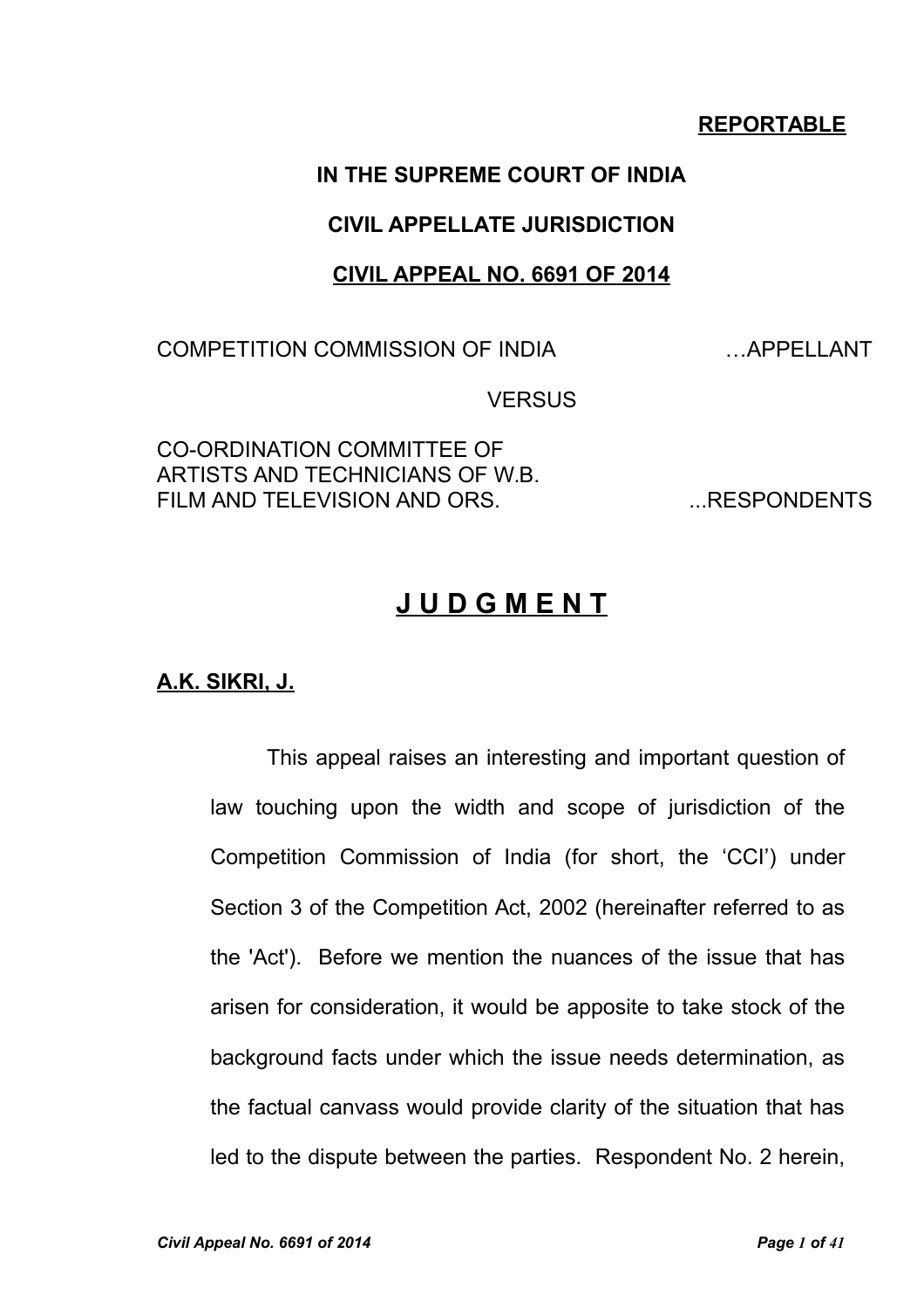**REPORTABLE**

**IN THE SUPREME COURT OF INDIA**

**CIVIL APPELLATE JURISDICTION**

**CIVIL APPEAL NO. 6691 OF 2014**

COMPETITION COMMISSION OF INDIA …APPELLANT

VERSUS

CO-ORDINATION COMMITTEE OF ARTISTS AND TECHNICIANS OF W.B. FILM AND TELEVISION AND ORS. ...RESPONDENTS

# J U D G M E N T

**A.K. SIKRI, J.**

This appeal raises an interesting and important question of law touching upon the width and scope of jurisdiction of the Competition Commission of India (for short, the 'CCI') under Section 3 of the Competition Act, 2002 (hereinafter referred to as the 'Act'). Before we mention the nuances of the issue that has arisen for consideration, it would be apposite to take stock of the background facts under which the issue needs determination, as the factual canvass would provide clarity of the situation that has led to the dispute between the parties. Respondent No. 2 herein,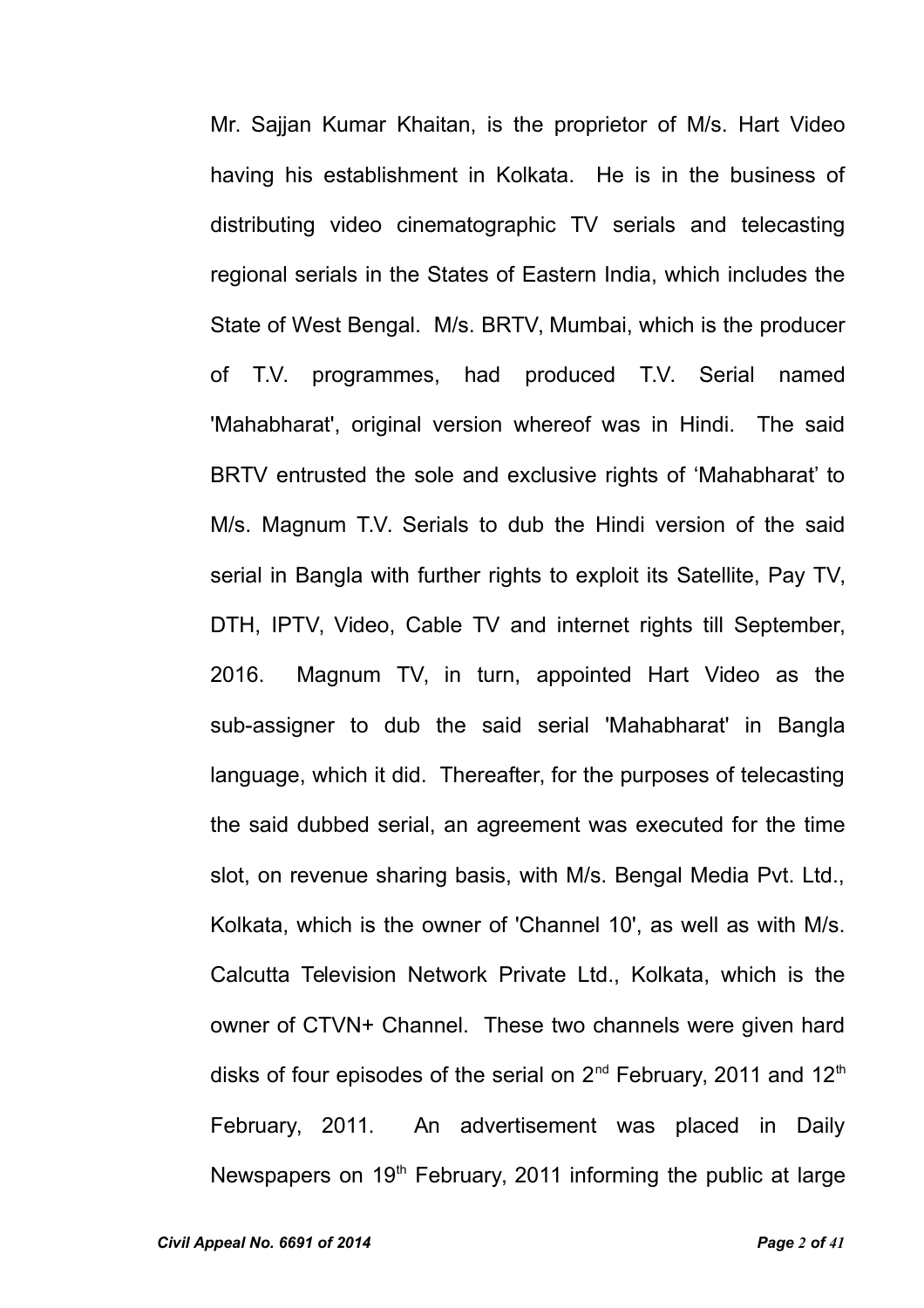Mr. Sajjan Kumar Khaitan, is the proprietor of M/s. Hart Video having his establishment in Kolkata. He is in the business of distributing video cinematographic TV serials and telecasting regional serials in the States of Eastern India, which includes the State of West Bengal. M/s. BRTV, Mumbai, which is the producer of T.V. programmes, had produced T.V. Serial named 'Mahabharat', original version whereof was in Hindi. The said BRTV entrusted the sole and exclusive rights of ‘Mahabharat’ to M/s. Magnum T.V. Serials to dub the Hindi version of the said serial in Bangla with further rights to exploit its Satellite, Pay TV, DTH, IPTV, Video, Cable TV and internet rights till September, 2016. Magnum TV, in turn, appointed Hart Video as the sub-assigner to dub the said serial 'Mahabharat' in Bangla language, which it did. Thereafter, for the purposes of telecasting the said dubbed serial, an agreement was executed for the time slot, on revenue sharing basis, with M/s. Bengal Media Pvt. Ltd., Kolkata, which is the owner of 'Channel 10', as well as with M/s. Calcutta Television Network Private Ltd., Kolkata, which is the owner of CTVN+ Channel. These two channels were given hard disks of four episodes of the serial on 2nd February, 2011 and 12th February, 2011. An advertisement was placed in Daily Newspapers on 19th February, 2011 informing the public at large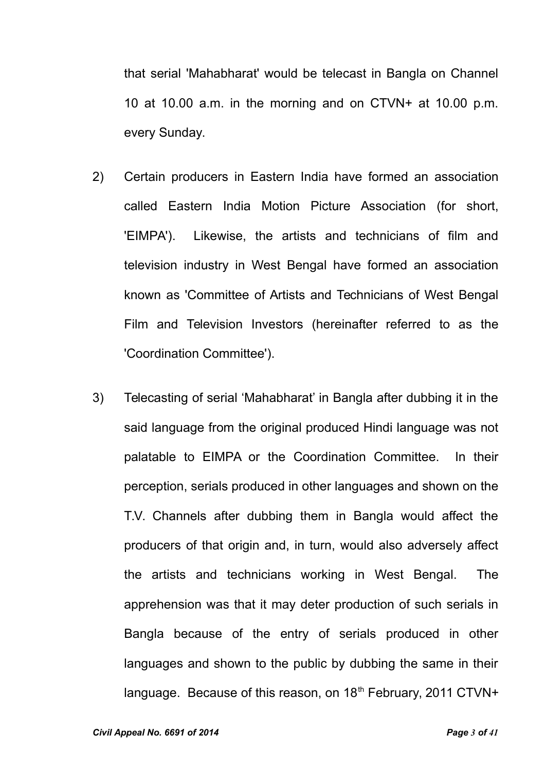that serial 'Mahabharat' would be telecast in Bangla on Channel 10 at 10.00 a.m. in the morning and on CTVN+ at 10.00 p.m. every Sunday.

2) Certain producers in Eastern India have formed an association called Eastern India Motion Picture Association (for short, 'EIMPA'). Likewise, the artists and technicians of film and television industry in West Bengal have formed an association known as 'Committee of Artists and Technicians of West Bengal Film and Television Investors (hereinafter referred to as the 'Coordination Committee').

3) Telecasting of serial 'Mahabharat' in Bangla after dubbing it in the said language from the original produced Hindi language was not palatable to EIMPA or the Coordination Committee. In their perception, serials produced in other languages and shown on the T.V. Channels after dubbing them in Bangla would affect the producers of that origin and, in turn, would also adversely affect the artists and technicians working in West Bengal. The apprehension was that it may deter production of such serials in Bangla because of the entry of serials produced in other languages and shown to the public by dubbing the same in their language. Because of this reason, on 18th February, 2011 CTVN+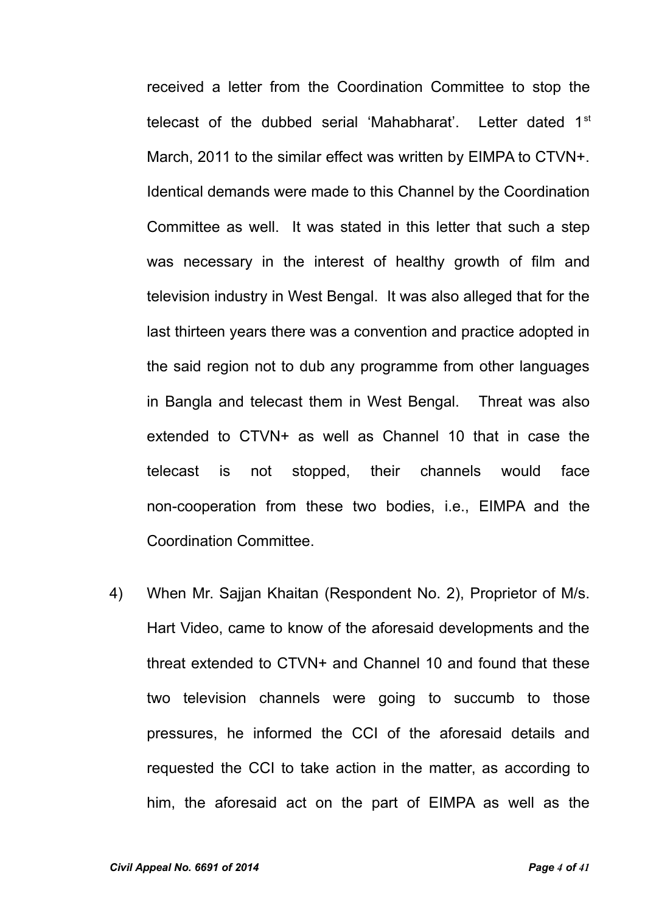received a letter from the Coordination Committee to stop the telecast of the dubbed serial 'Mahabharat'. Letter dated 1st March, 2011 to the similar effect was written by EIMPA to CTVN+. Identical demands were made to this Channel by the Coordination Committee as well. It was stated in this letter that such a step was necessary in the interest of healthy growth of film and television industry in West Bengal. It was also alleged that for the last thirteen years there was a convention and practice adopted in the said region not to dub any programme from other languages in Bangla and telecast them in West Bengal. Threat was also extended to CTVN+ as well as Channel 10 that in case the telecast is not stopped, their channels would face non-cooperation from these two bodies, i.e., EIMPA and the Coordination Committee.

4) When Mr. Sajjan Khaitan (Respondent No. 2), Proprietor of M/s. Hart Video, came to know of the aforesaid developments and the threat extended to CTVN+ and Channel 10 and found that these two television channels were going to succumb to those pressures, he informed the CCI of the aforesaid details and requested the CCI to take action in the matter, as according to him, the aforesaid act on the part of EIMPA as well as the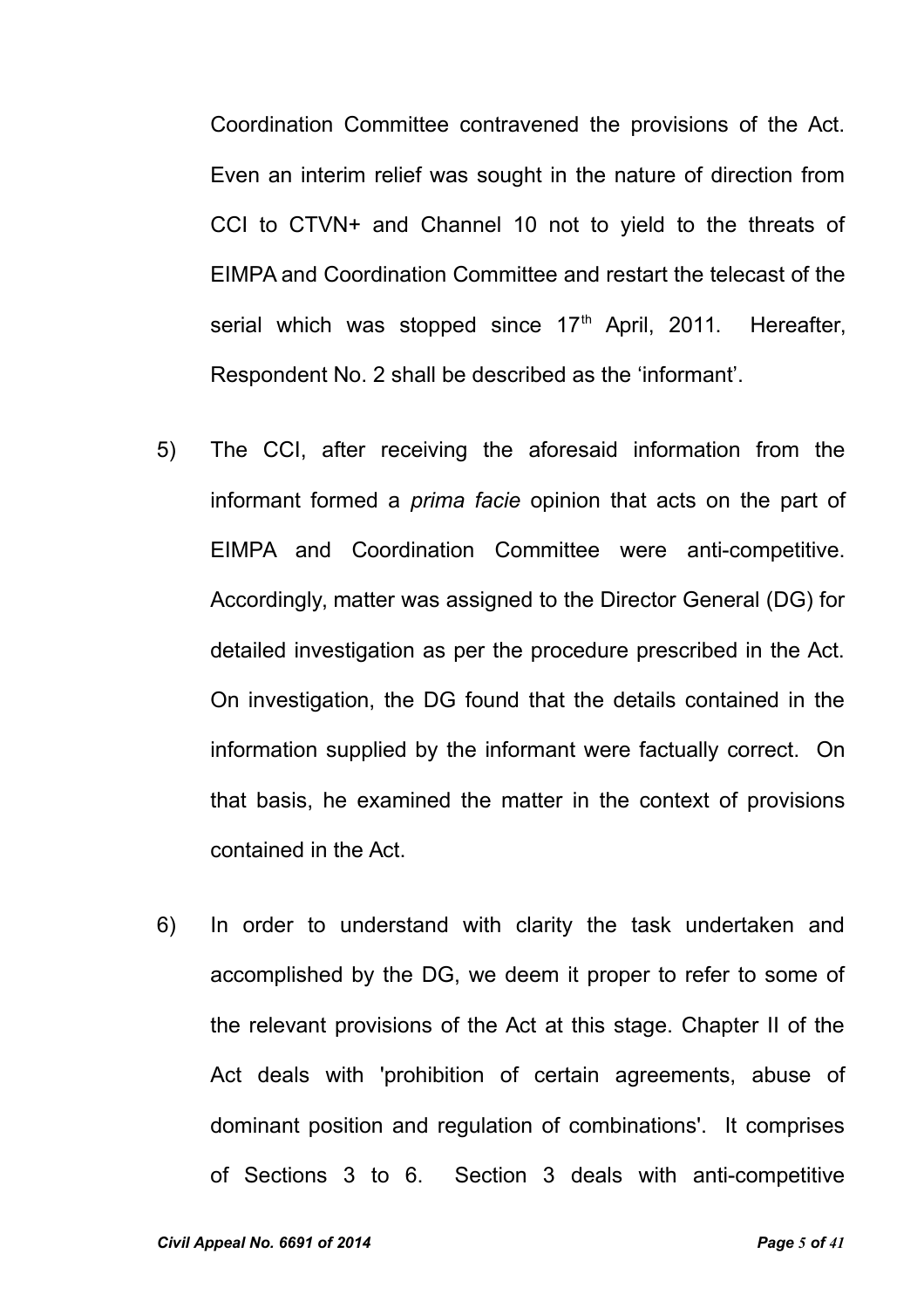Coordination Committee contravened the provisions of the Act. Even an interim relief was sought in the nature of direction from CCI to CTVN+ and Channel 10 not to yield to the threats of EIMPA and Coordination Committee and restart the telecast of the serial which was stopped since 17th April, 2011. Hereafter, Respondent No. 2 shall be described as the 'informant'.

5) The CCI, after receiving the aforesaid information from the informant formed a *prima facie* opinion that acts on the part of EIMPA and Coordination Committee were anti-competitive. Accordingly, matter was assigned to the Director General (DG) for detailed investigation as per the procedure prescribed in the Act. On investigation, the DG found that the details contained in the information supplied by the informant were factually correct. On that basis, he examined the matter in the context of provisions contained in the Act.

6) In order to understand with clarity the task undertaken and accomplished by the DG, we deem it proper to refer to some of the relevant provisions of the Act at this stage. Chapter II of the Act deals with 'prohibition of certain agreements, abuse of dominant position and regulation of combinations'. It comprises of Sections 3 to 6. Section 3 deals with anti-competitive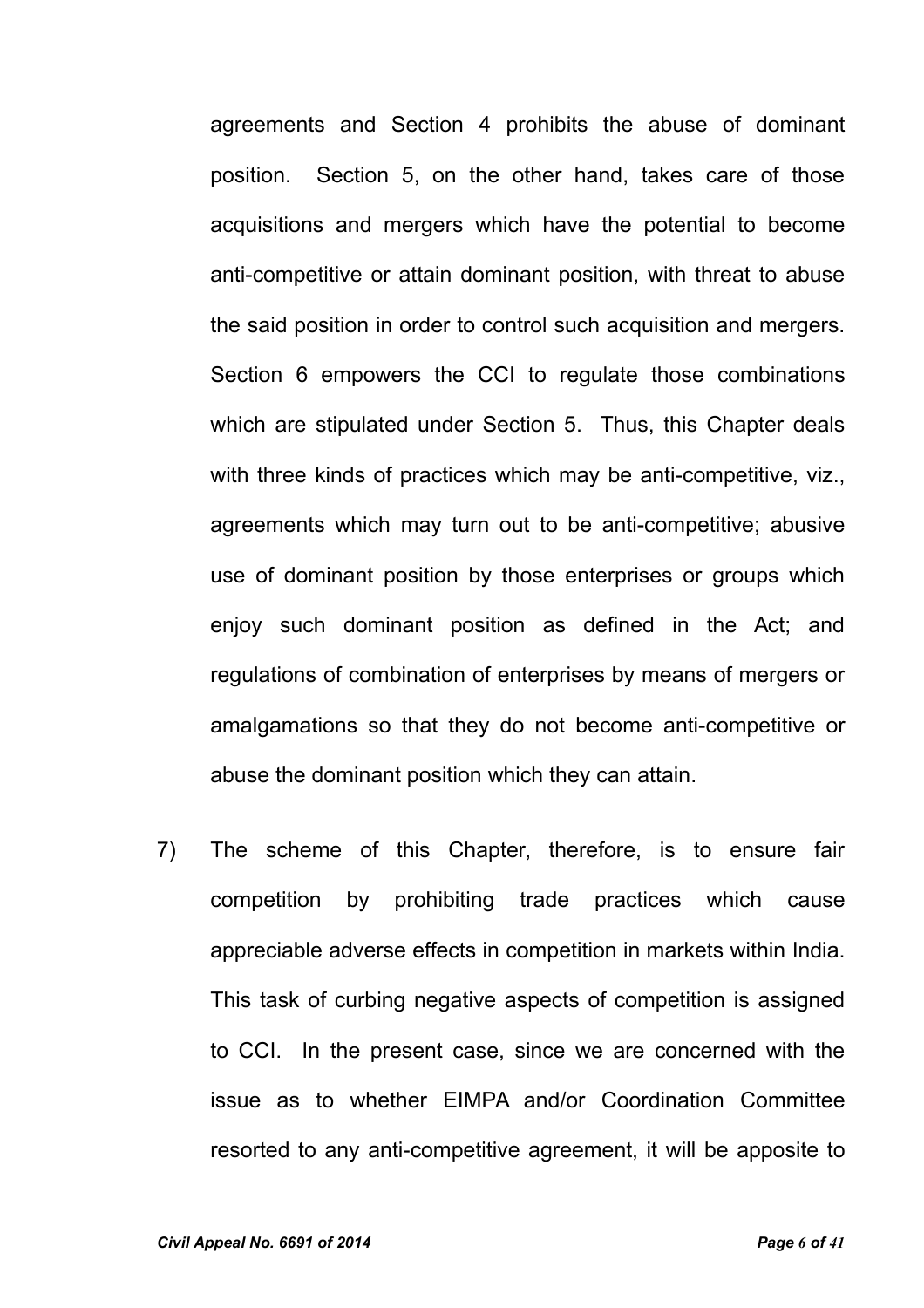agreements and Section 4 prohibits the abuse of dominant position. Section 5, on the other hand, takes care of those acquisitions and mergers which have the potential to become anti-competitive or attain dominant position, with threat to abuse the said position in order to control such acquisition and mergers. Section 6 empowers the CCI to regulate those combinations which are stipulated under Section 5. Thus, this Chapter deals with three kinds of practices which may be anti-competitive, viz., agreements which may turn out to be anti-competitive; abusive use of dominant position by those enterprises or groups which enjoy such dominant position as defined in the Act; and regulations of combination of enterprises by means of mergers or amalgamations so that they do not become anti-competitive or abuse the dominant position which they can attain.

7) The scheme of this Chapter, therefore, is to ensure fair competition by prohibiting trade practices which cause appreciable adverse effects in competition in markets within India. This task of curbing negative aspects of competition is assigned to CCI. In the present case, since we are concerned with the issue as to whether EIMPA and/or Coordination Committee resorted to any anti-competitive agreement, it will be apposite to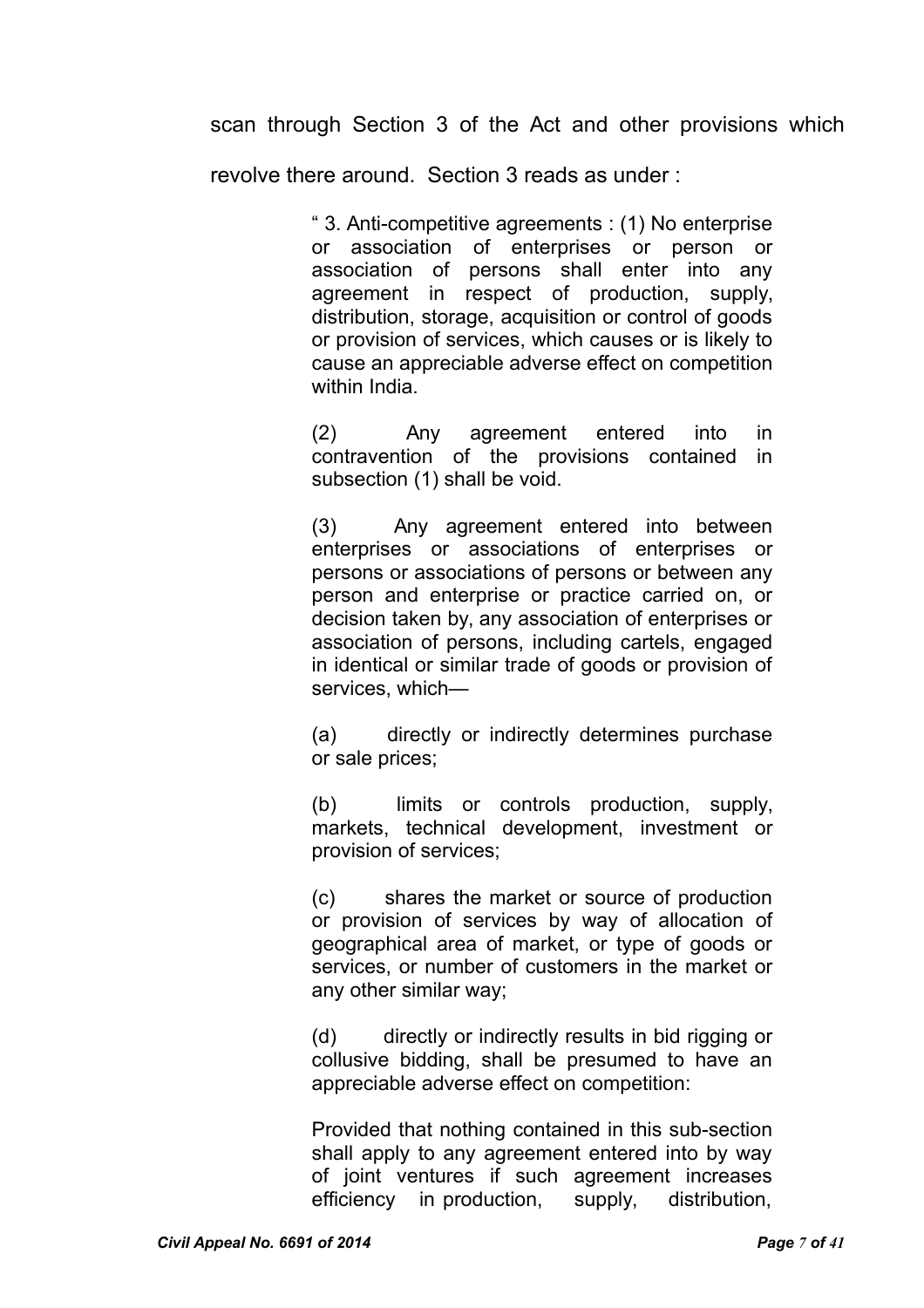scan through Section 3 of the Act and other provisions which revolve there around. Section 3 reads as under :

> " 3. Anti-competitive agreements : (1) No enterprise or association of enterprises or person or association of persons shall enter into any agreement in respect of production, supply, distribution, storage, acquisition or control of goods or provision of services, which causes or is likely to cause an appreciable adverse effect on competition within India.
>
> (2) Any agreement entered into in contravention of the provisions contained in subsection (1) shall be void.
>
> (3) Any agreement entered into between enterprises or associations of enterprises or persons or associations of persons or between any person and enterprise or practice carried on, or decision taken by, any association of enterprises or association of persons, including cartels, engaged in identical or similar trade of goods or provision of services, which—
>
> (a) directly or indirectly determines purchase or sale prices;
>
> (b) limits or controls production, supply, markets, technical development, investment or provision of services;
>
> (c) shares the market or source of production or provision of services by way of allocation of geographical area of market, or type of goods or services, or number of customers in the market or any other similar way;
>
> (d) directly or indirectly results in bid rigging or collusive bidding, shall be presumed to have an appreciable adverse effect on competition:
>
> Provided that nothing contained in this sub-section shall apply to any agreement entered into by way of joint ventures if such agreement increases efficiency in production, supply, distribution,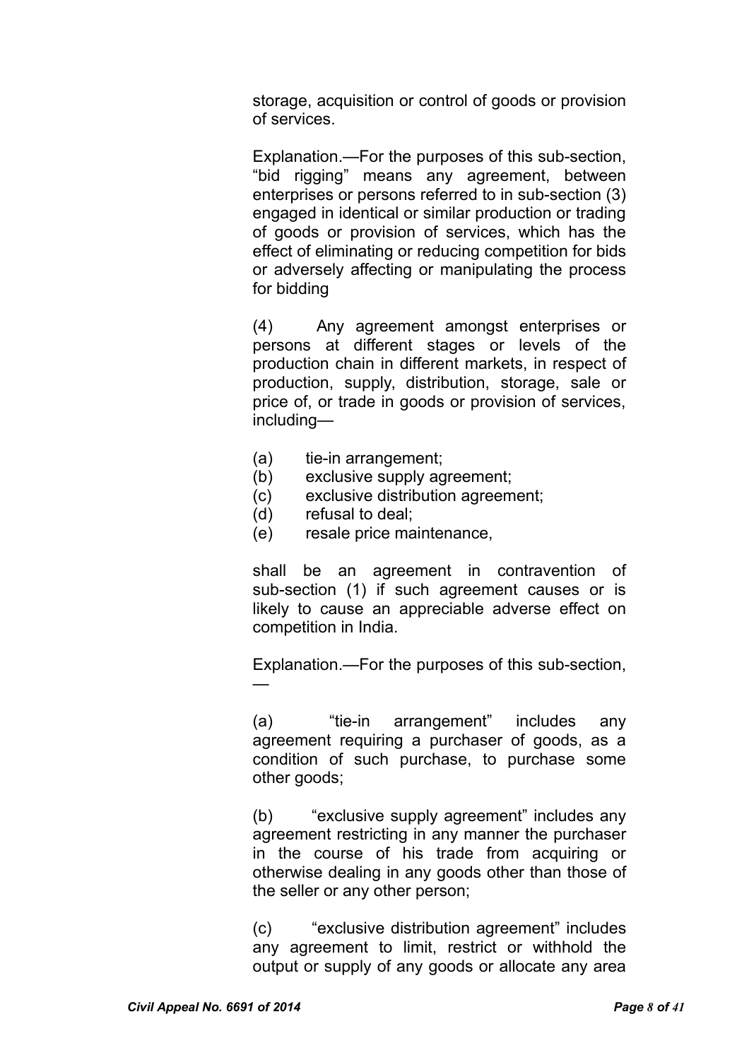storage, acquisition or control of goods or provision of services.

Explanation.—For the purposes of this sub-section, "bid rigging" means any agreement, between enterprises or persons referred to in sub-section (3) engaged in identical or similar production or trading of goods or provision of services, which has the effect of eliminating or reducing competition for bids or adversely affecting or manipulating the process for bidding

(4) Any agreement amongst enterprises or persons at different stages or levels of the production chain in different markets, in respect of production, supply, distribution, storage, sale or price of, or trade in goods or provision of services, including—

(a) tie-in arrangement;
(b) exclusive supply agreement;
(c) exclusive distribution agreement;
(d) refusal to deal;
(e) resale price maintenance,

shall be an agreement in contravention of sub-section (1) if such agreement causes or is likely to cause an appreciable adverse effect on competition in India.

Explanation.—For the purposes of this sub-section, —

(a) "tie-in arrangement" includes any agreement requiring a purchaser of goods, as a condition of such purchase, to purchase some other goods;

(b) "exclusive supply agreement" includes any agreement restricting in any manner the purchaser in the course of his trade from acquiring or otherwise dealing in any goods other than those of the seller or any other person;

(c) "exclusive distribution agreement" includes any agreement to limit, restrict or withhold the output or supply of any goods or allocate any area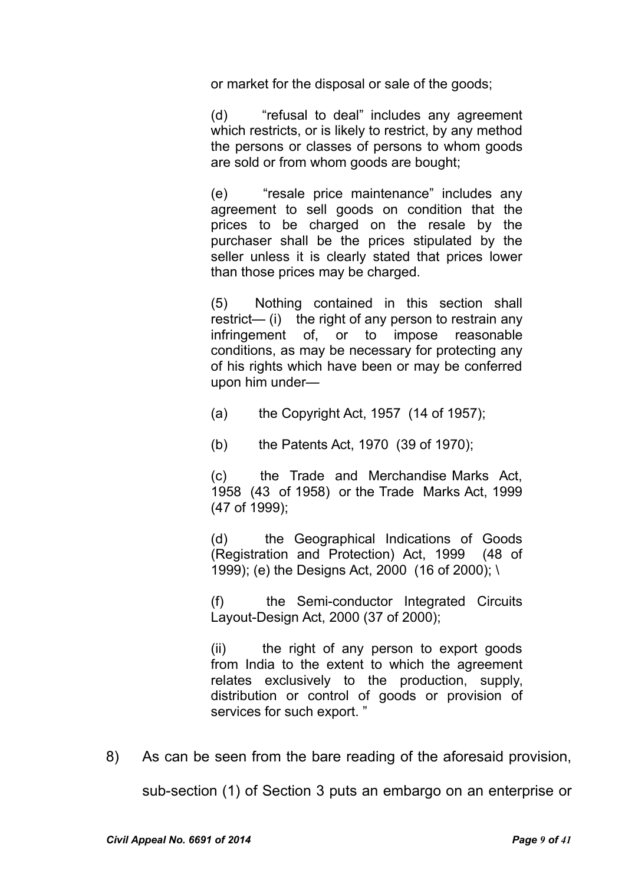or market for the disposal or sale of the goods;

> (d) "refusal to deal" includes any agreement which restricts, or is likely to restrict, by any method the persons or classes of persons to whom goods are sold or from whom goods are bought;
>
> (e) "resale price maintenance" includes any agreement to sell goods on condition that the prices to be charged on the resale by the purchaser shall be the prices stipulated by the seller unless it is clearly stated that prices lower than those prices may be charged.
>
> (5) Nothing contained in this section shall restrict— (i) the right of any person to restrain any infringement of, or to impose reasonable conditions, as may be necessary for protecting any of his rights which have been or may be conferred upon him under—
>
> (a) the Copyright Act, 1957 (14 of 1957);
>
> (b) the Patents Act, 1970 (39 of 1970);
>
> (c) the Trade and Merchandise Marks Act, 1958 (43 of 1958) or the Trade Marks Act, 1999 (47 of 1999);
>
> (d) the Geographical Indications of Goods (Registration and Protection) Act, 1999 (48 of 1999); (e) the Designs Act, 2000 (16 of 2000); \
>
> (f) the Semi-conductor Integrated Circuits Layout-Design Act, 2000 (37 of 2000);
>
> (ii) the right of any person to export goods from India to the extent to which the agreement relates exclusively to the production, supply, distribution or control of goods or provision of services for such export. "

8) As can be seen from the bare reading of the aforesaid provision, sub-section (1) of Section 3 puts an embargo on an enterprise or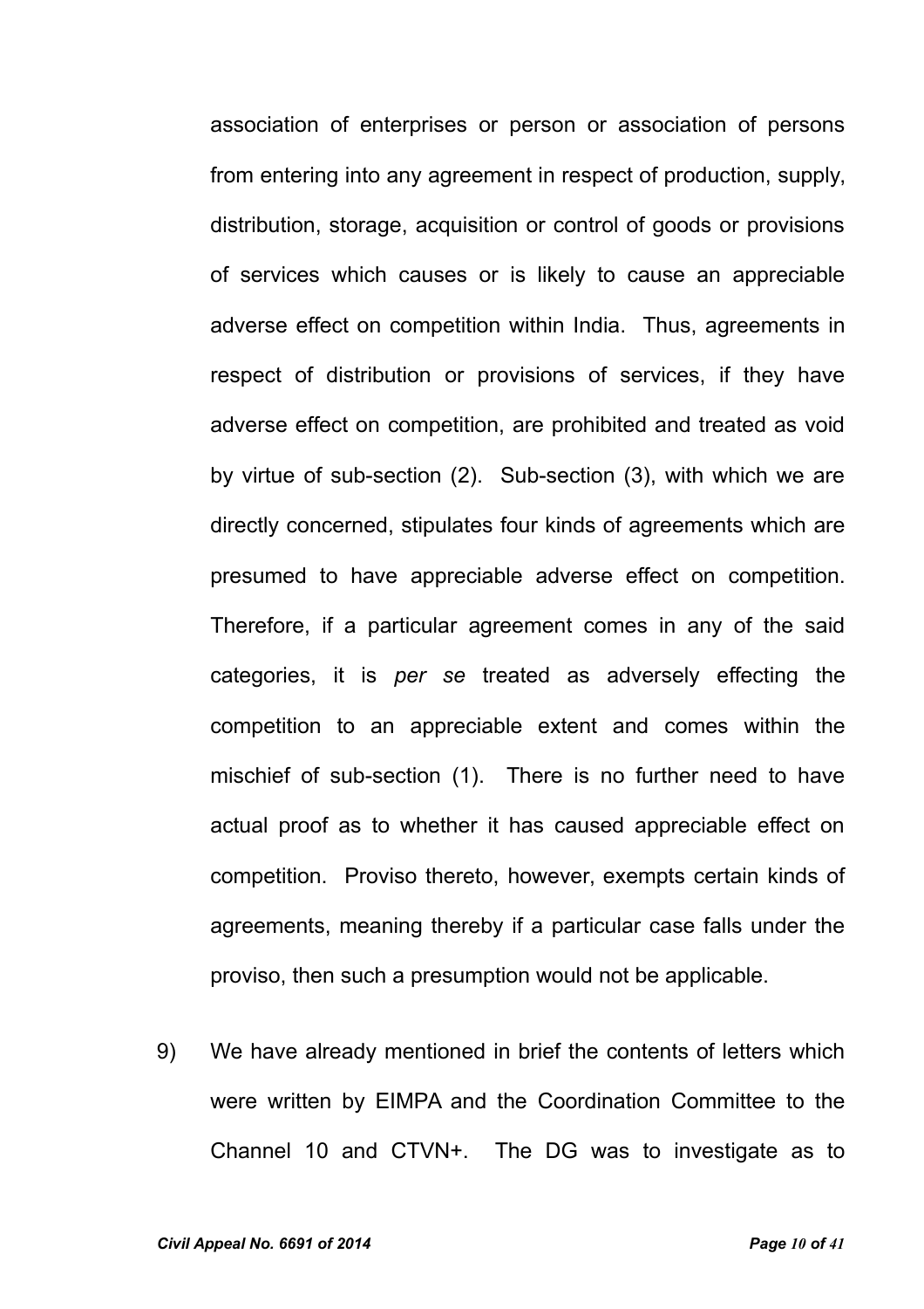association of enterprises or person or association of persons from entering into any agreement in respect of production, supply, distribution, storage, acquisition or control of goods or provisions of services which causes or is likely to cause an appreciable adverse effect on competition within India. Thus, agreements in respect of distribution or provisions of services, if they have adverse effect on competition, are prohibited and treated as void by virtue of sub-section (2). Sub-section (3), with which we are directly concerned, stipulates four kinds of agreements which are presumed to have appreciable adverse effect on competition. Therefore, if a particular agreement comes in any of the said categories, it is *per se* treated as adversely effecting the competition to an appreciable extent and comes within the mischief of sub-section (1). There is no further need to have actual proof as to whether it has caused appreciable effect on competition. Proviso thereto, however, exempts certain kinds of agreements, meaning thereby if a particular case falls under the proviso, then such a presumption would not be applicable.

9) We have already mentioned in brief the contents of letters which were written by EIMPA and the Coordination Committee to the Channel 10 and CTVN+. The DG was to investigate as to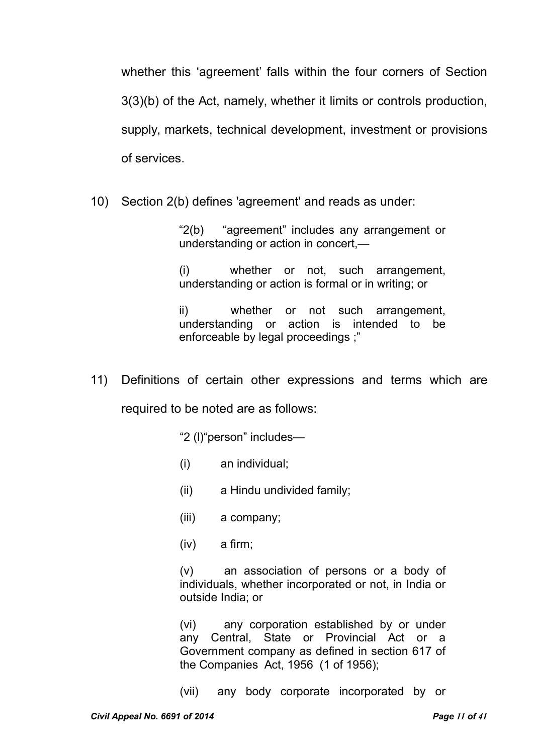whether this 'agreement' falls within the four corners of Section 3(3)(b) of the Act, namely, whether it limits or controls production, supply, markets, technical development, investment or provisions of services.

10) Section 2(b) defines 'agreement' and reads as under:

> "2(b) "agreement" includes any arrangement or understanding or action in concert,—
>
> (i) whether or not, such arrangement, understanding or action is formal or in writing; or
>
> ii) whether or not such arrangement, understanding or action is intended to be enforceable by legal proceedings ;"

11) Definitions of certain other expressions and terms which are required to be noted are as follows:

> "2 (l)"person" includes—
>
> (i) an individual;
>
> (ii) a Hindu undivided family;
>
> (iii) a company;
>
> (iv) a firm;
>
> (v) an association of persons or a body of individuals, whether incorporated or not, in India or outside India; or
>
> (vi) any corporation established by or under any Central, State or Provincial Act or a Government company as defined in section 617 of the Companies Act, 1956 (1 of 1956);
>
> (vii) any body corporate incorporated by or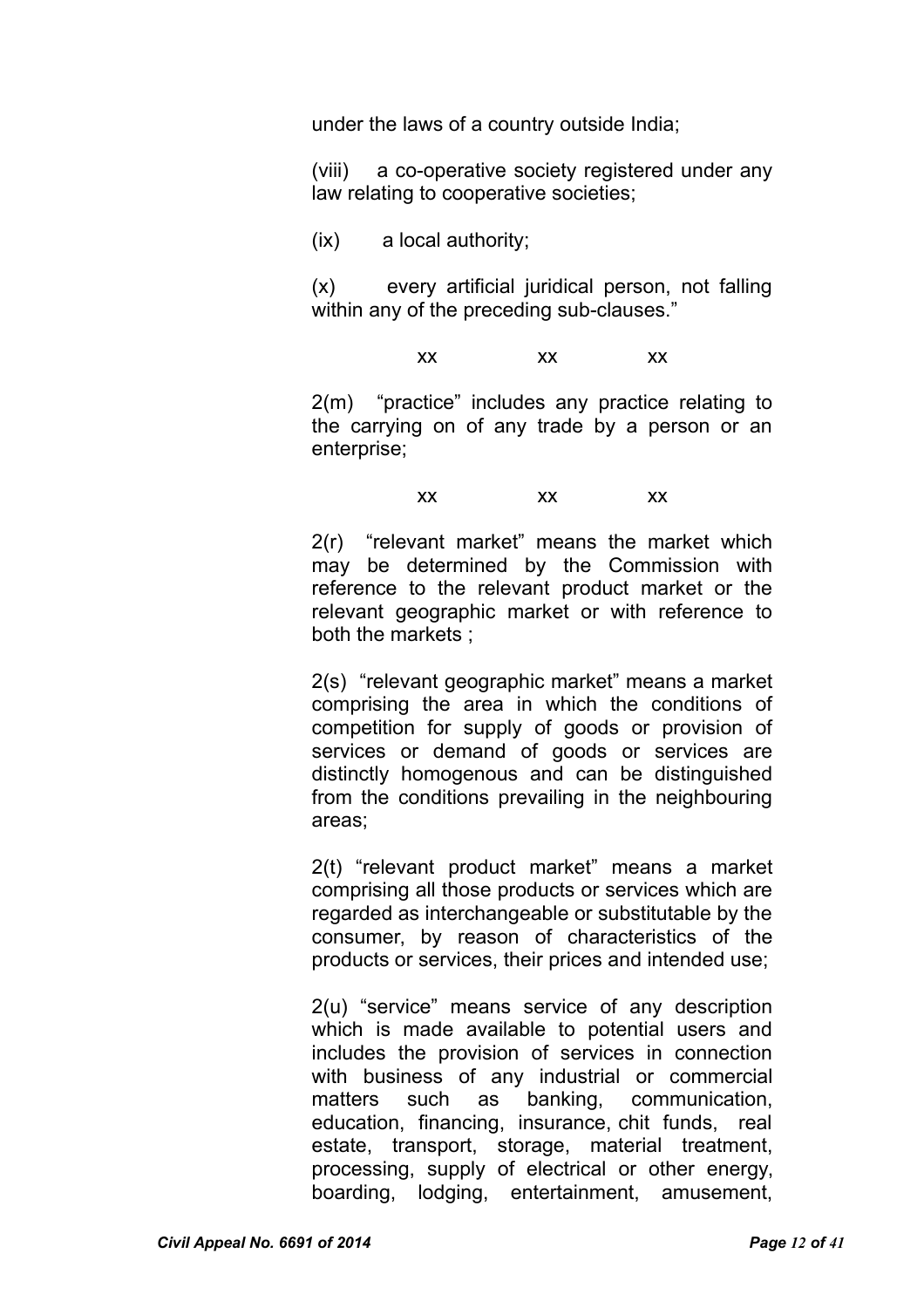under the laws of a country outside India;

(viii) a co-operative society registered under any law relating to cooperative societies;

(ix) a local authority;

(x) every artificial juridical person, not falling within any of the preceding sub-clauses."

xx xx xx

2(m) "practice" includes any practice relating to the carrying on of any trade by a person or an enterprise;

xx xx xx

2(r) "relevant market" means the market which may be determined by the Commission with reference to the relevant product market or the relevant geographic market or with reference to both the markets ;

2(s) "relevant geographic market" means a market comprising the area in which the conditions of competition for supply of goods or provision of services or demand of goods or services are distinctly homogenous and can be distinguished from the conditions prevailing in the neighbouring areas;

2(t) "relevant product market" means a market comprising all those products or services which are regarded as interchangeable or substitutable by the consumer, by reason of characteristics of the products or services, their prices and intended use;

2(u) "service" means service of any description which is made available to potential users and includes the provision of services in connection with business of any industrial or commercial matters such as banking, communication, education, financing, insurance, chit funds, real estate, transport, storage, material treatment, processing, supply of electrical or other energy, boarding, lodging, entertainment, amusement,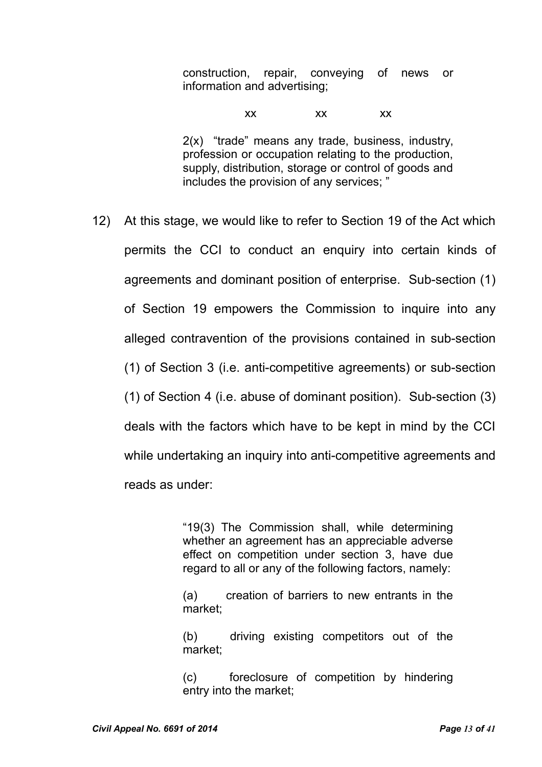> construction, repair, conveying of news or information and advertising;
>
> xx xx xx
>
> 2(x) "trade" means any trade, business, industry, profession or occupation relating to the production, supply, distribution, storage or control of goods and includes the provision of any services; "

12) At this stage, we would like to refer to Section 19 of the Act which permits the CCI to conduct an enquiry into certain kinds of agreements and dominant position of enterprise. Sub-section (1) of Section 19 empowers the Commission to inquire into any alleged contravention of the provisions contained in sub-section (1) of Section 3 (i.e. anti-competitive agreements) or sub-section (1) of Section 4 (i.e. abuse of dominant position). Sub-section (3) deals with the factors which have to be kept in mind by the CCI while undertaking an inquiry into anti-competitive agreements and reads as under:

> "19(3) The Commission shall, while determining whether an agreement has an appreciable adverse effect on competition under section 3, have due regard to all or any of the following factors, namely:
>
> (a) creation of barriers to new entrants in the market;
>
> (b) driving existing competitors out of the market;
>
> (c) foreclosure of competition by hindering entry into the market;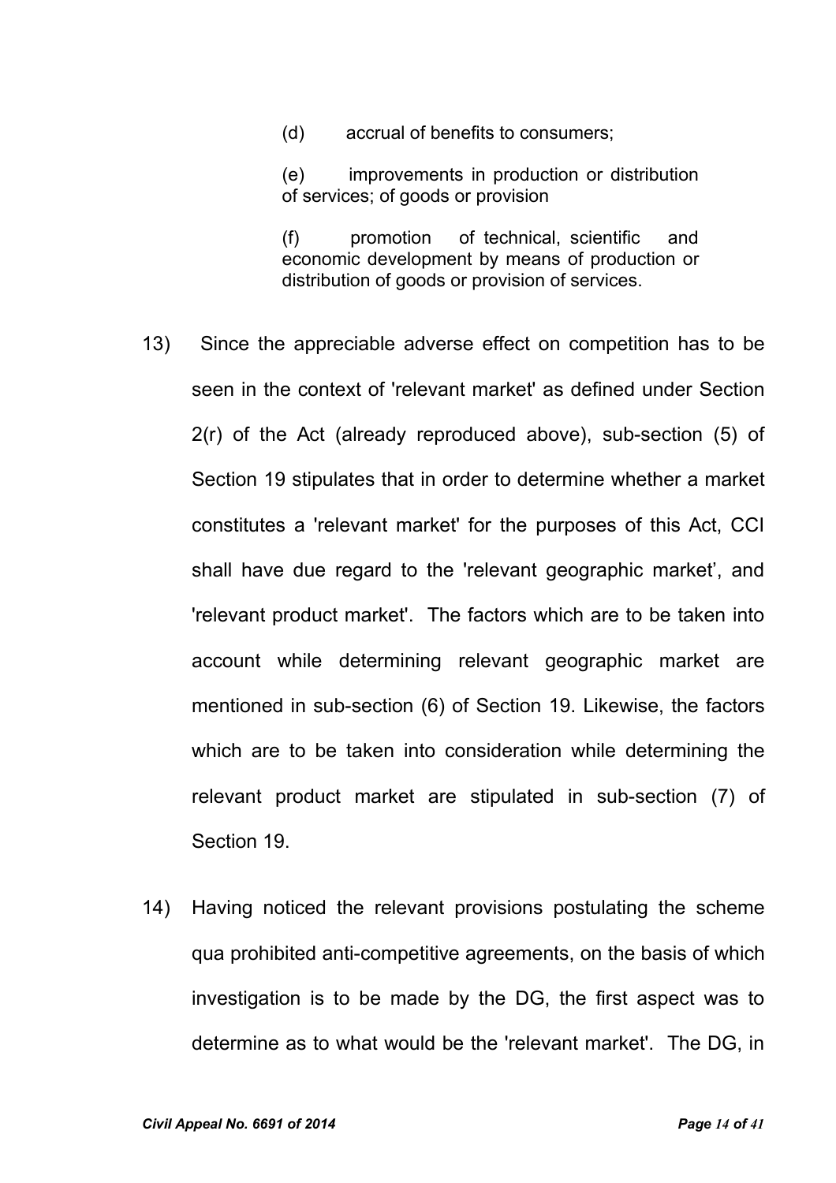> (d) accrual of benefits to consumers;
>
> (e) improvements in production or distribution of services; of goods or provision
>
> (f) promotion of technical, scientific and economic development by means of production or distribution of goods or provision of services.

13) Since the appreciable adverse effect on competition has to be seen in the context of 'relevant market' as defined under Section 2(r) of the Act (already reproduced above), sub-section (5) of Section 19 stipulates that in order to determine whether a market constitutes a 'relevant market' for the purposes of this Act, CCI shall have due regard to the 'relevant geographic market', and 'relevant product market'. The factors which are to be taken into account while determining relevant geographic market are mentioned in sub-section (6) of Section 19. Likewise, the factors which are to be taken into consideration while determining the relevant product market are stipulated in sub-section (7) of Section 19.

14) Having noticed the relevant provisions postulating the scheme qua prohibited anti-competitive agreements, on the basis of which investigation is to be made by the DG, the first aspect was to determine as to what would be the 'relevant market'. The DG, in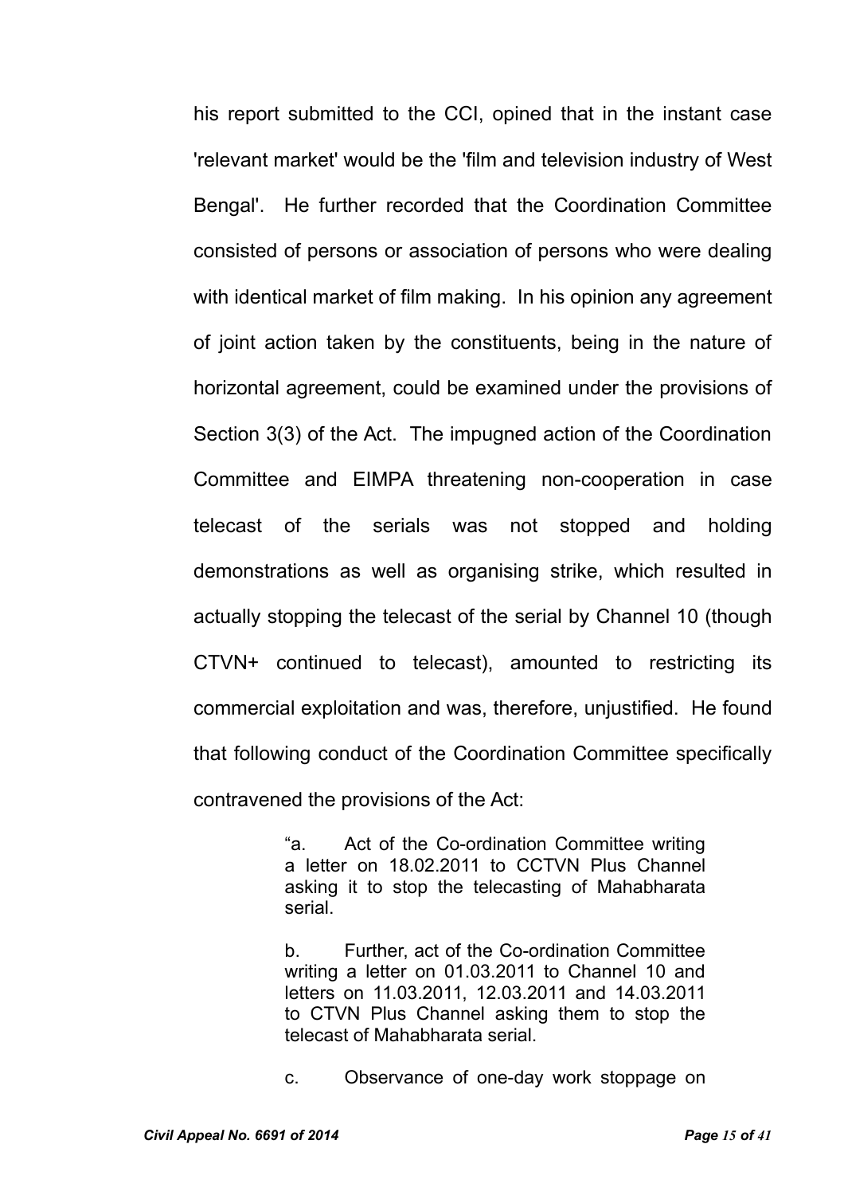his report submitted to the CCI, opined that in the instant case 'relevant market' would be the 'film and television industry of West Bengal'. He further recorded that the Coordination Committee consisted of persons or association of persons who were dealing with identical market of film making. In his opinion any agreement of joint action taken by the constituents, being in the nature of horizontal agreement, could be examined under the provisions of Section 3(3) of the Act. The impugned action of the Coordination Committee and EIMPA threatening non-cooperation in case telecast of the serials was not stopped and holding demonstrations as well as organising strike, which resulted in actually stopping the telecast of the serial by Channel 10 (though CTVN+ continued to telecast), amounted to restricting its commercial exploitation and was, therefore, unjustified. He found that following conduct of the Coordination Committee specifically contravened the provisions of the Act:

> "a. Act of the Co-ordination Committee writing a letter on 18.02.2011 to CCTVN Plus Channel asking it to stop the telecasting of Mahabharata serial.
>
> b. Further, act of the Co-ordination Committee writing a letter on 01.03.2011 to Channel 10 and letters on 11.03.2011, 12.03.2011 and 14.03.2011 to CTVN Plus Channel asking them to stop the telecast of Mahabharata serial.
>
> c. Observance of one-day work stoppage on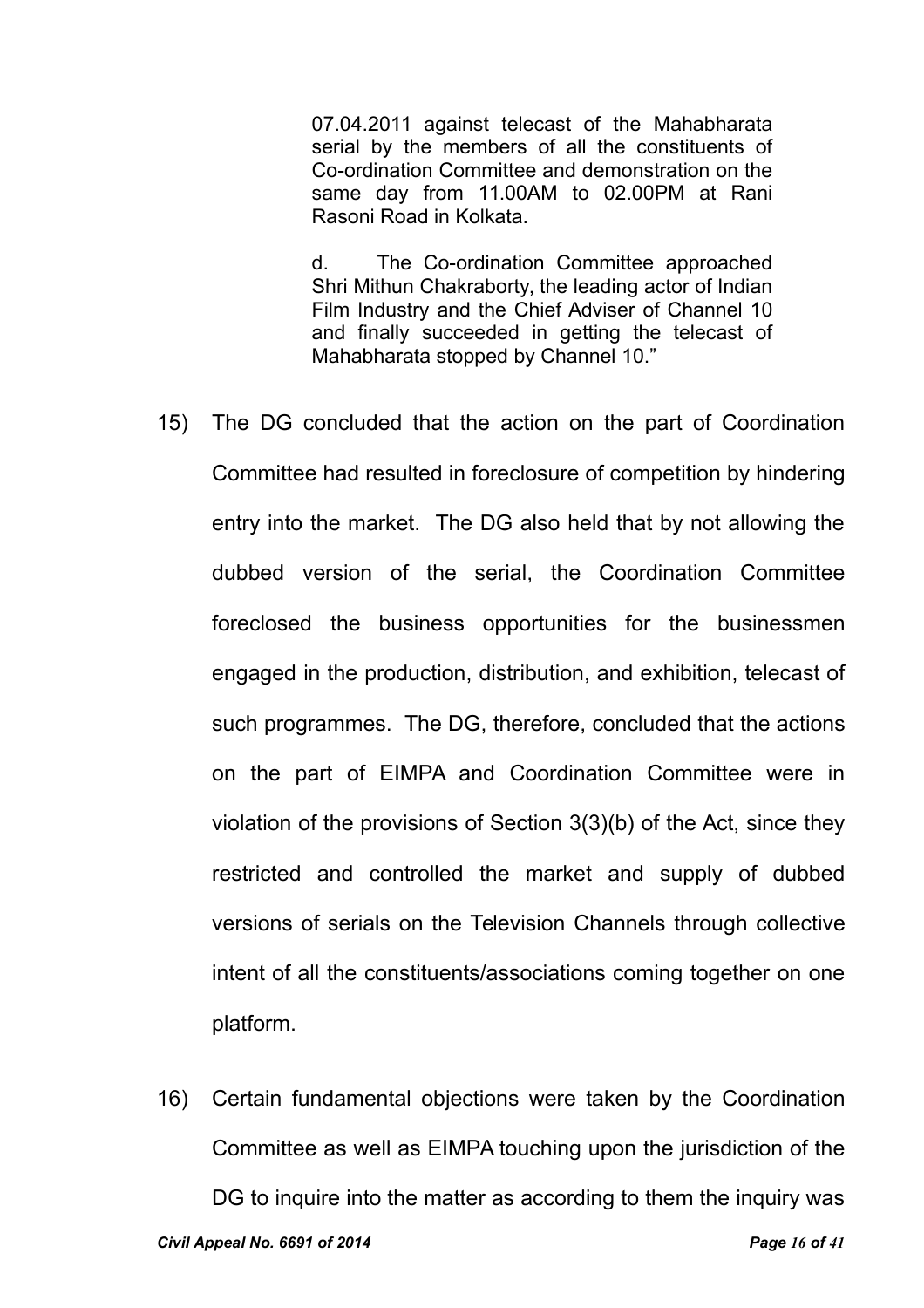> 07.04.2011 against telecast of the Mahabharata serial by the members of all the constituents of Co-ordination Committee and demonstration on the same day from 11.00AM to 02.00PM at Rani Rasoni Road in Kolkata.
>
> d. The Co-ordination Committee approached Shri Mithun Chakraborty, the leading actor of Indian Film Industry and the Chief Adviser of Channel 10 and finally succeeded in getting the telecast of Mahabharata stopped by Channel 10."

15) The DG concluded that the action on the part of Coordination Committee had resulted in foreclosure of competition by hindering entry into the market. The DG also held that by not allowing the dubbed version of the serial, the Coordination Committee foreclosed the business opportunities for the businessmen engaged in the production, distribution, and exhibition, telecast of such programmes. The DG, therefore, concluded that the actions on the part of EIMPA and Coordination Committee were in violation of the provisions of Section 3(3)(b) of the Act, since they restricted and controlled the market and supply of dubbed versions of serials on the Television Channels through collective intent of all the constituents/associations coming together on one platform.

16) Certain fundamental objections were taken by the Coordination Committee as well as EIMPA touching upon the jurisdiction of the DG to inquire into the matter as according to them the inquiry was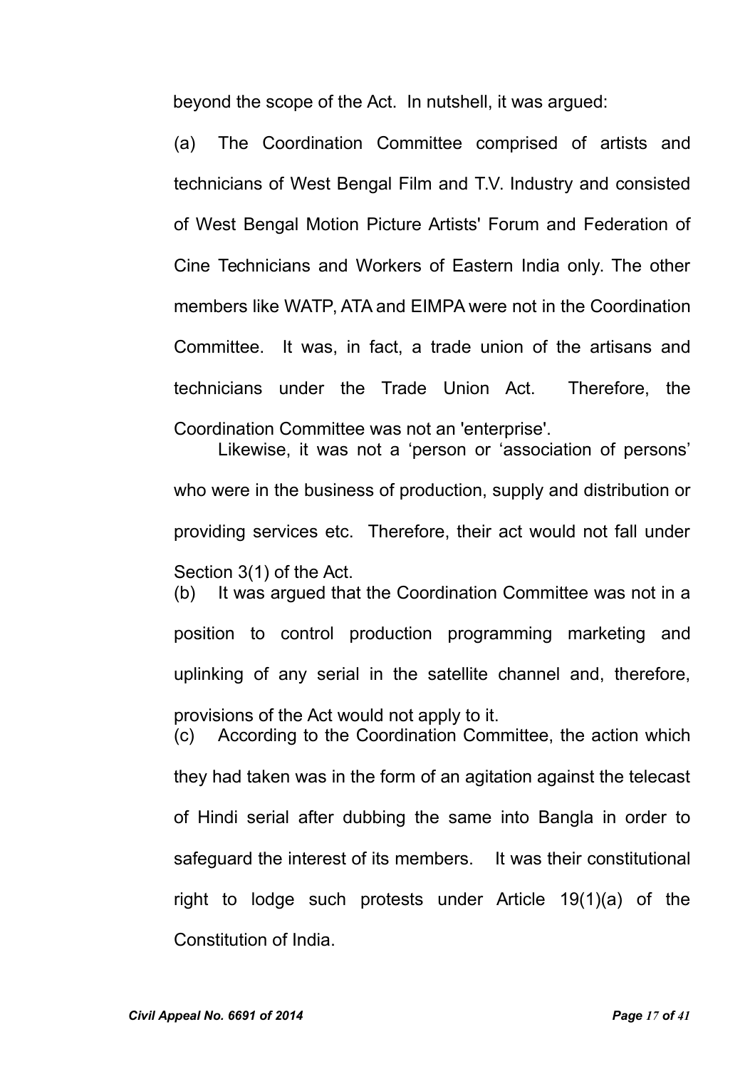beyond the scope of the Act. In nutshell, it was argued:

(a) The Coordination Committee comprised of artists and technicians of West Bengal Film and T.V. Industry and consisted of West Bengal Motion Picture Artists' Forum and Federation of Cine Technicians and Workers of Eastern India only. The other members like WATP, ATA and EIMPA were not in the Coordination Committee. It was, in fact, a trade union of the artisans and technicians under the Trade Union Act. Therefore, the Coordination Committee was not an 'enterprise'.

Likewise, it was not a 'person or 'association of persons' who were in the business of production, supply and distribution or providing services etc. Therefore, their act would not fall under Section 3(1) of the Act.

(b) It was argued that the Coordination Committee was not in a position to control production programming marketing and uplinking of any serial in the satellite channel and, therefore, provisions of the Act would not apply to it.

(c) According to the Coordination Committee, the action which they had taken was in the form of an agitation against the telecast of Hindi serial after dubbing the same into Bangla in order to safeguard the interest of its members. It was their constitutional right to lodge such protests under Article 19(1)(a) of the Constitution of India.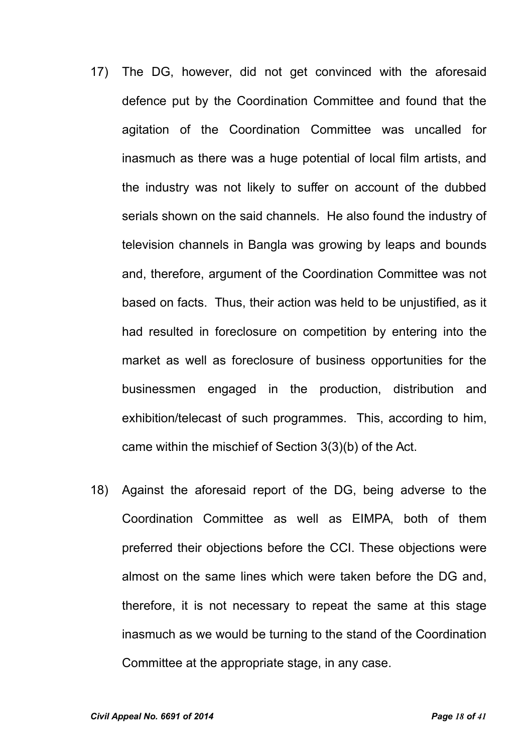17) The DG, however, did not get convinced with the aforesaid defence put by the Coordination Committee and found that the agitation of the Coordination Committee was uncalled for inasmuch as there was a huge potential of local film artists, and the industry was not likely to suffer on account of the dubbed serials shown on the said channels. He also found the industry of television channels in Bangla was growing by leaps and bounds and, therefore, argument of the Coordination Committee was not based on facts. Thus, their action was held to be unjustified, as it had resulted in foreclosure on competition by entering into the market as well as foreclosure of business opportunities for the businessmen engaged in the production, distribution and exhibition/telecast of such programmes. This, according to him, came within the mischief of Section 3(3)(b) of the Act.

18) Against the aforesaid report of the DG, being adverse to the Coordination Committee as well as EIMPA, both of them preferred their objections before the CCI. These objections were almost on the same lines which were taken before the DG and, therefore, it is not necessary to repeat the same at this stage inasmuch as we would be turning to the stand of the Coordination Committee at the appropriate stage, in any case.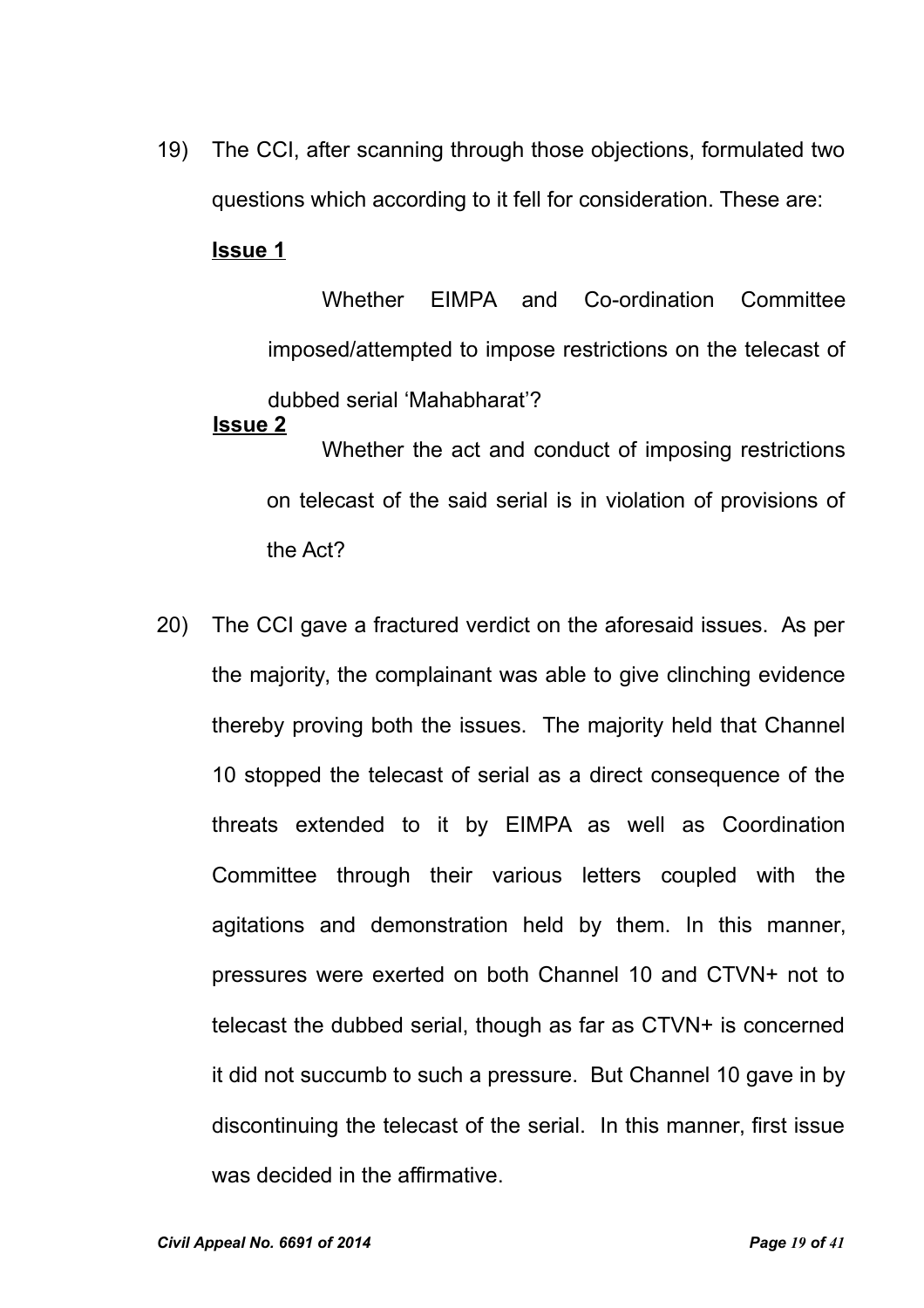19) The CCI, after scanning through those objections, formulated two questions which according to it fell for consideration. These are:

**Issue 1**

Whether EIMPA and Co-ordination Committee imposed/attempted to impose restrictions on the telecast of dubbed serial 'Mahabharat'?

**Issue 2**

Whether the act and conduct of imposing restrictions on telecast of the said serial is in violation of provisions of the Act?

20) The CCI gave a fractured verdict on the aforesaid issues. As per the majority, the complainant was able to give clinching evidence thereby proving both the issues. The majority held that Channel 10 stopped the telecast of serial as a direct consequence of the threats extended to it by EIMPA as well as Coordination Committee through their various letters coupled with the agitations and demonstration held by them. In this manner, pressures were exerted on both Channel 10 and CTVN+ not to telecast the dubbed serial, though as far as CTVN+ is concerned it did not succumb to such a pressure. But Channel 10 gave in by discontinuing the telecast of the serial. In this manner, first issue was decided in the affirmative.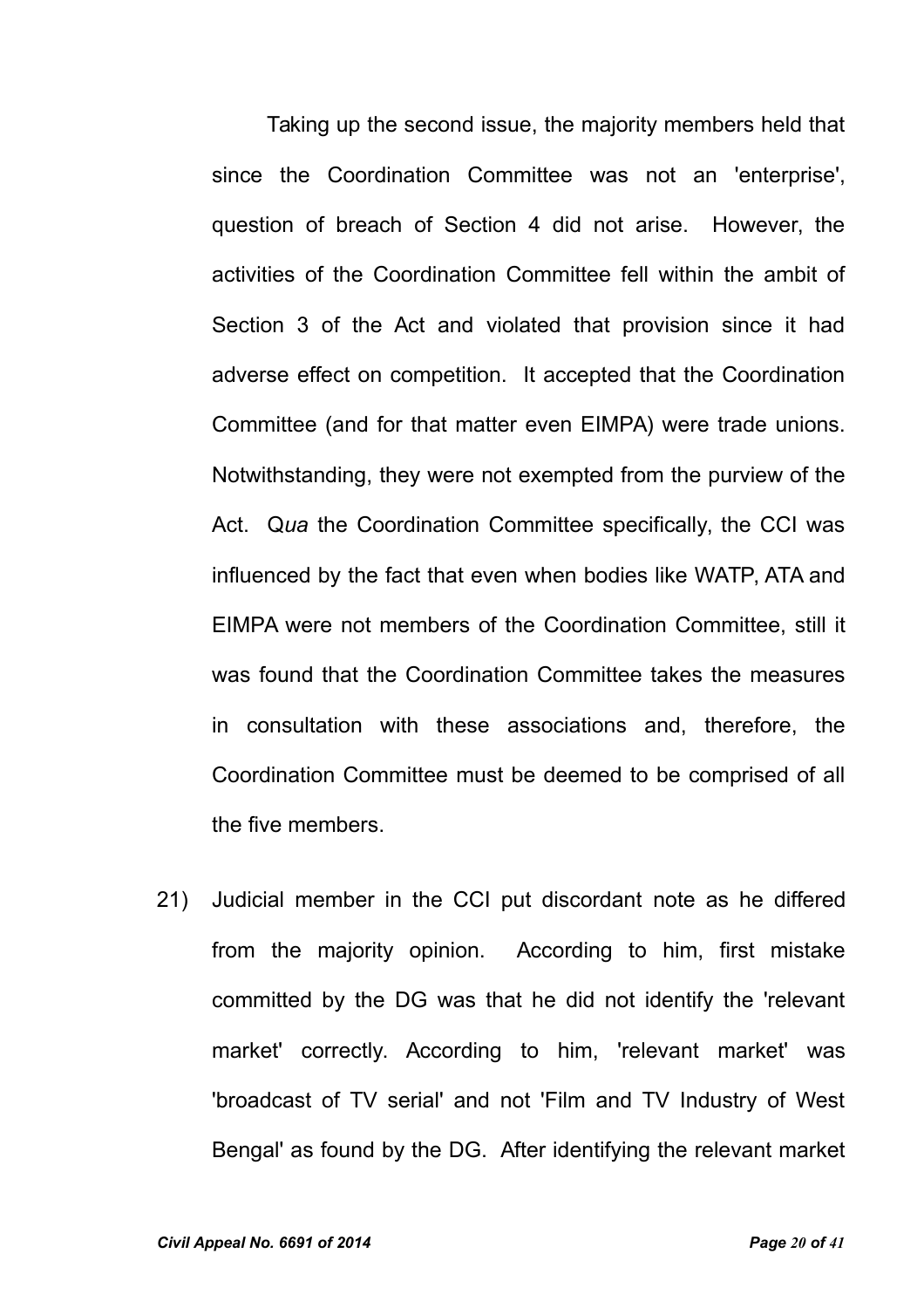Taking up the second issue, the majority members held that since the Coordination Committee was not an 'enterprise', question of breach of Section 4 did not arise. However, the activities of the Coordination Committee fell within the ambit of Section 3 of the Act and violated that provision since it had adverse effect on competition. It accepted that the Coordination Committee (and for that matter even EIMPA) were trade unions. Notwithstanding, they were not exempted from the purview of the Act. Q*ua* the Coordination Committee specifically, the CCI was influenced by the fact that even when bodies like WATP, ATA and EIMPA were not members of the Coordination Committee, still it was found that the Coordination Committee takes the measures in consultation with these associations and, therefore, the Coordination Committee must be deemed to be comprised of all the five members.

21) Judicial member in the CCI put discordant note as he differed from the majority opinion. According to him, first mistake committed by the DG was that he did not identify the 'relevant market' correctly. According to him, 'relevant market' was 'broadcast of TV serial' and not 'Film and TV Industry of West Bengal' as found by the DG. After identifying the relevant market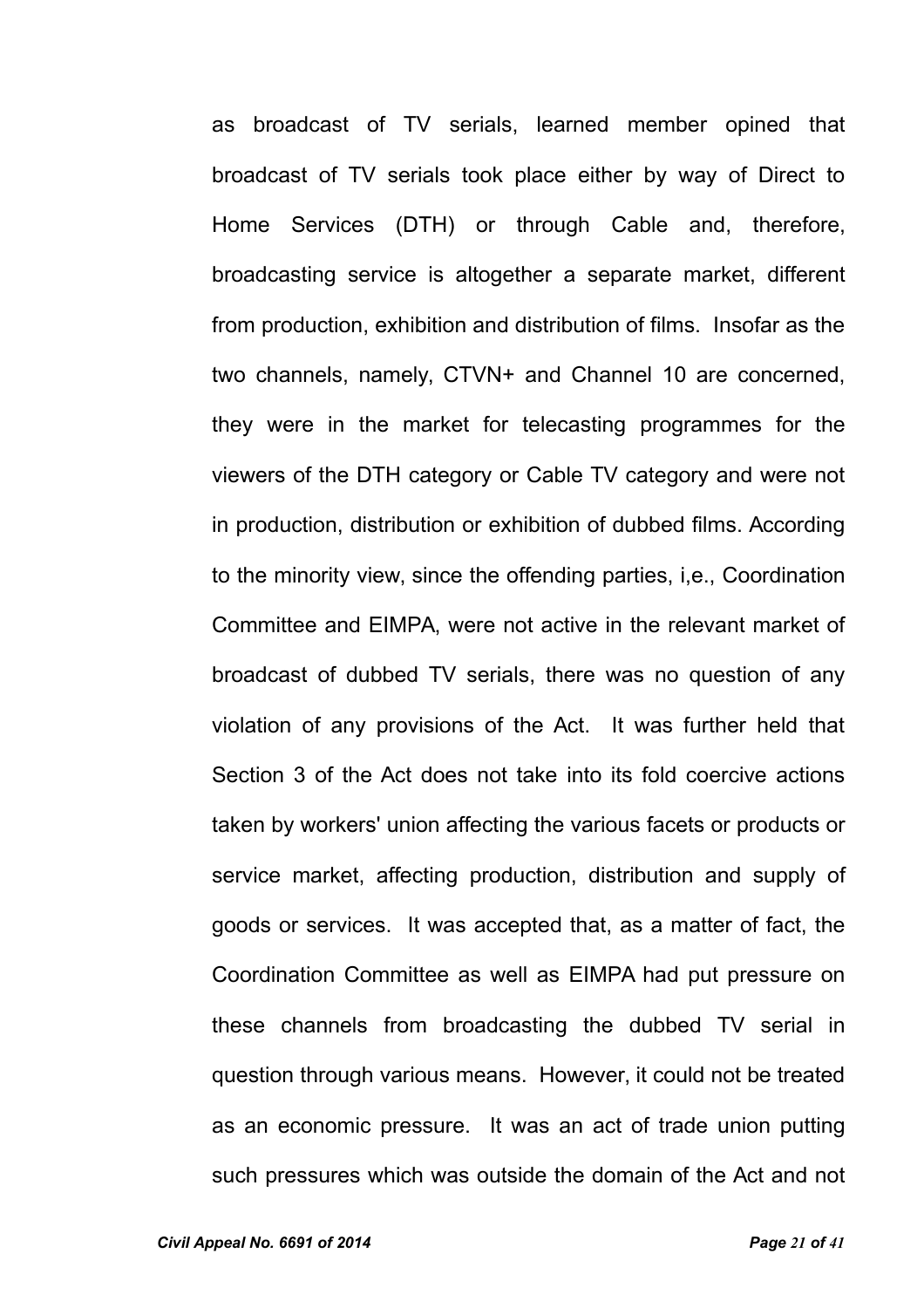as broadcast of TV serials, learned member opined that broadcast of TV serials took place either by way of Direct to Home Services (DTH) or through Cable and, therefore, broadcasting service is altogether a separate market, different from production, exhibition and distribution of films. Insofar as the two channels, namely, CTVN+ and Channel 10 are concerned, they were in the market for telecasting programmes for the viewers of the DTH category or Cable TV category and were not in production, distribution or exhibition of dubbed films. According to the minority view, since the offending parties, i,e., Coordination Committee and EIMPA, were not active in the relevant market of broadcast of dubbed TV serials, there was no question of any violation of any provisions of the Act. It was further held that Section 3 of the Act does not take into its fold coercive actions taken by workers' union affecting the various facets or products or service market, affecting production, distribution and supply of goods or services. It was accepted that, as a matter of fact, the Coordination Committee as well as EIMPA had put pressure on these channels from broadcasting the dubbed TV serial in question through various means. However, it could not be treated as an economic pressure. It was an act of trade union putting such pressures which was outside the domain of the Act and not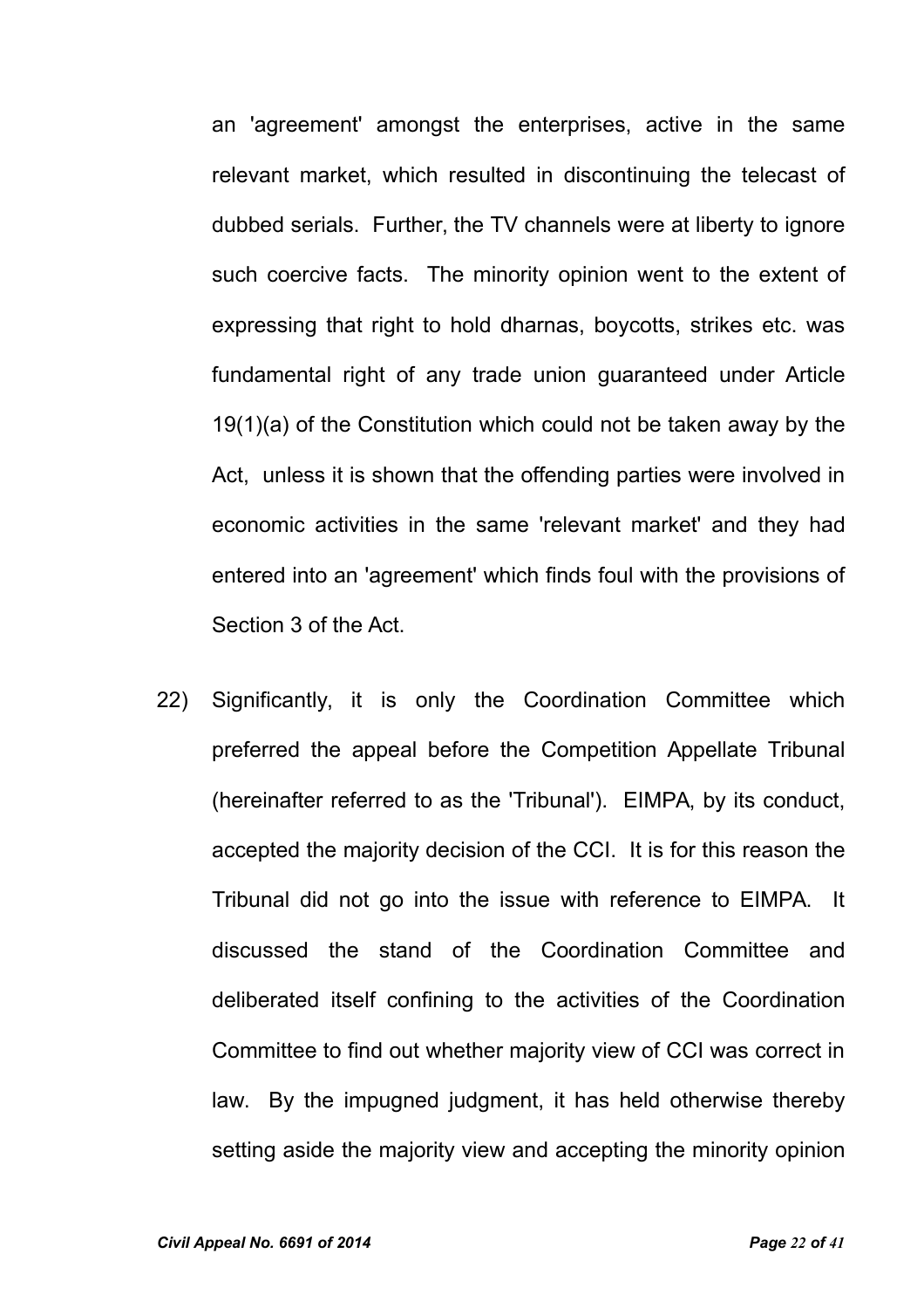an 'agreement' amongst the enterprises, active in the same relevant market, which resulted in discontinuing the telecast of dubbed serials. Further, the TV channels were at liberty to ignore such coercive facts. The minority opinion went to the extent of expressing that right to hold dharnas, boycotts, strikes etc. was fundamental right of any trade union guaranteed under Article 19(1)(a) of the Constitution which could not be taken away by the Act, unless it is shown that the offending parties were involved in economic activities in the same 'relevant market' and they had entered into an 'agreement' which finds foul with the provisions of Section 3 of the Act.

22) Significantly, it is only the Coordination Committee which preferred the appeal before the Competition Appellate Tribunal (hereinafter referred to as the 'Tribunal'). EIMPA, by its conduct, accepted the majority decision of the CCI. It is for this reason the Tribunal did not go into the issue with reference to EIMPA. It discussed the stand of the Coordination Committee and deliberated itself confining to the activities of the Coordination Committee to find out whether majority view of CCI was correct in law. By the impugned judgment, it has held otherwise thereby setting aside the majority view and accepting the minority opinion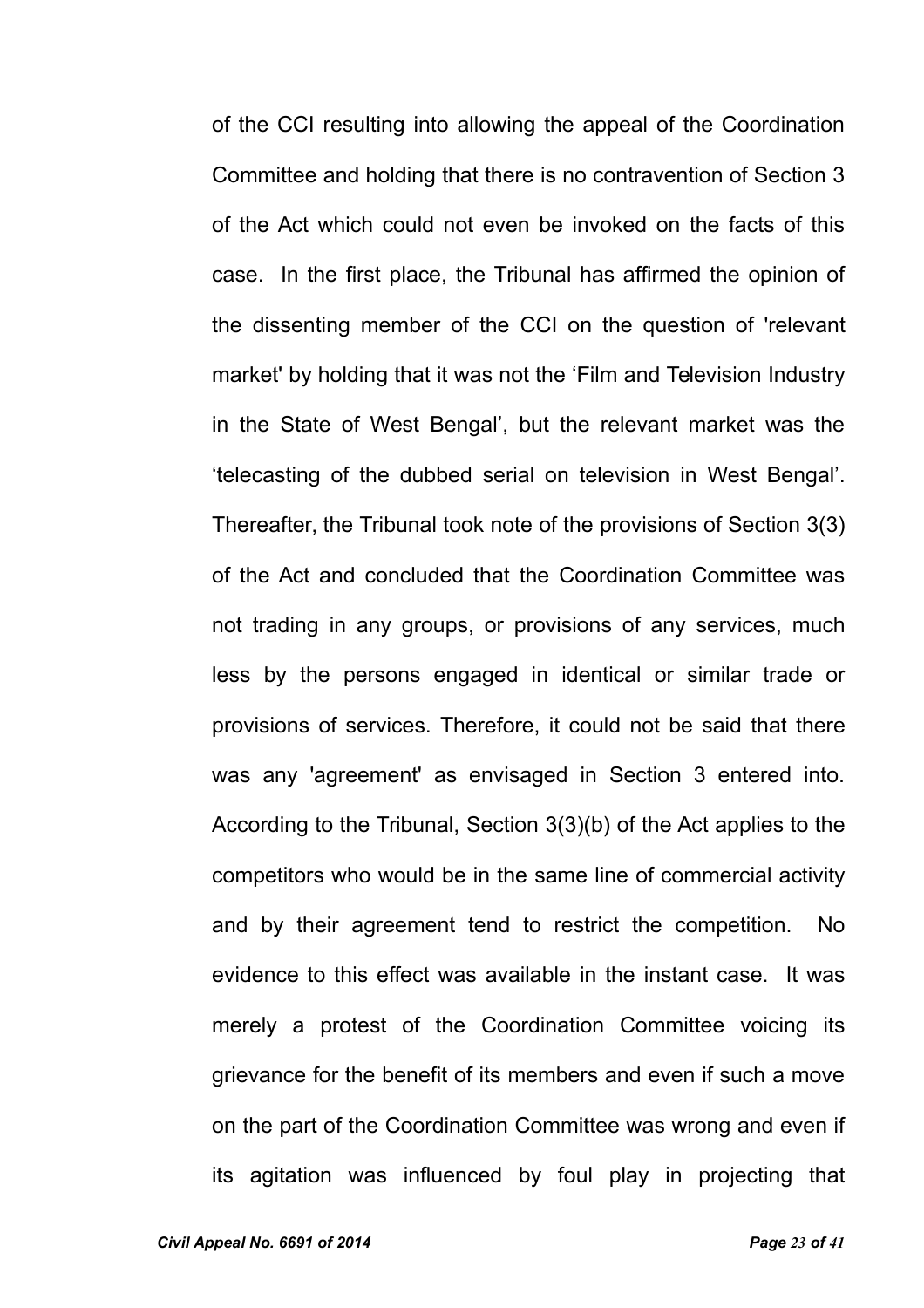of the CCI resulting into allowing the appeal of the Coordination Committee and holding that there is no contravention of Section 3 of the Act which could not even be invoked on the facts of this case. In the first place, the Tribunal has affirmed the opinion of the dissenting member of the CCI on the question of 'relevant market' by holding that it was not the 'Film and Television Industry in the State of West Bengal', but the relevant market was the 'telecasting of the dubbed serial on television in West Bengal'. Thereafter, the Tribunal took note of the provisions of Section 3(3) of the Act and concluded that the Coordination Committee was not trading in any groups, or provisions of any services, much less by the persons engaged in identical or similar trade or provisions of services. Therefore, it could not be said that there was any 'agreement' as envisaged in Section 3 entered into. According to the Tribunal, Section 3(3)(b) of the Act applies to the competitors who would be in the same line of commercial activity and by their agreement tend to restrict the competition. No evidence to this effect was available in the instant case. It was merely a protest of the Coordination Committee voicing its grievance for the benefit of its members and even if such a move on the part of the Coordination Committee was wrong and even if its agitation was influenced by foul play in projecting that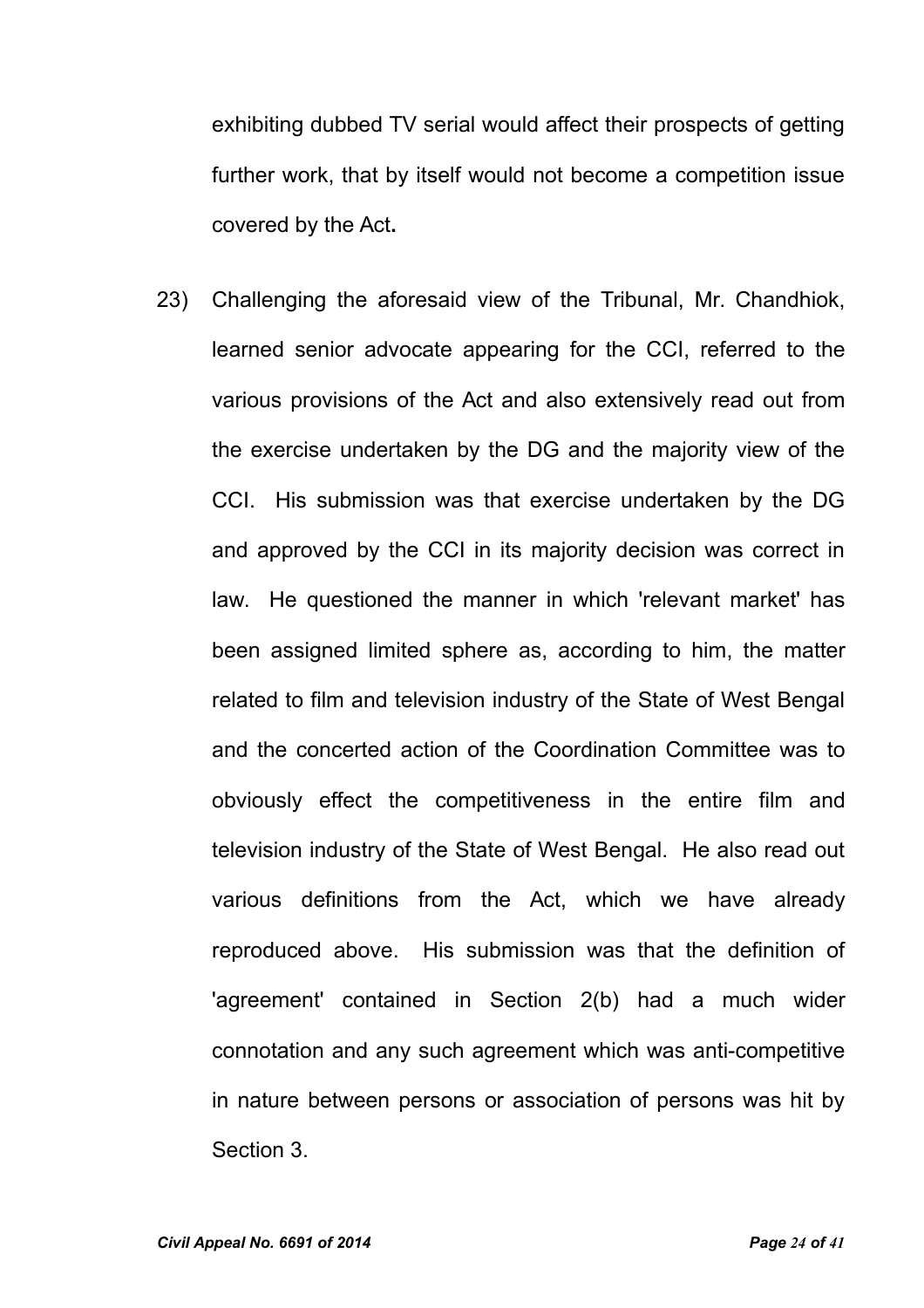exhibiting dubbed TV serial would affect their prospects of getting further work, that by itself would not become a competition issue covered by the Act**.**

23) Challenging the aforesaid view of the Tribunal, Mr. Chandhiok, learned senior advocate appearing for the CCI, referred to the various provisions of the Act and also extensively read out from the exercise undertaken by the DG and the majority view of the CCI. His submission was that exercise undertaken by the DG and approved by the CCI in its majority decision was correct in law. He questioned the manner in which 'relevant market' has been assigned limited sphere as, according to him, the matter related to film and television industry of the State of West Bengal and the concerted action of the Coordination Committee was to obviously effect the competitiveness in the entire film and television industry of the State of West Bengal. He also read out various definitions from the Act, which we have already reproduced above. His submission was that the definition of 'agreement' contained in Section 2(b) had a much wider connotation and any such agreement which was anti-competitive in nature between persons or association of persons was hit by Section 3.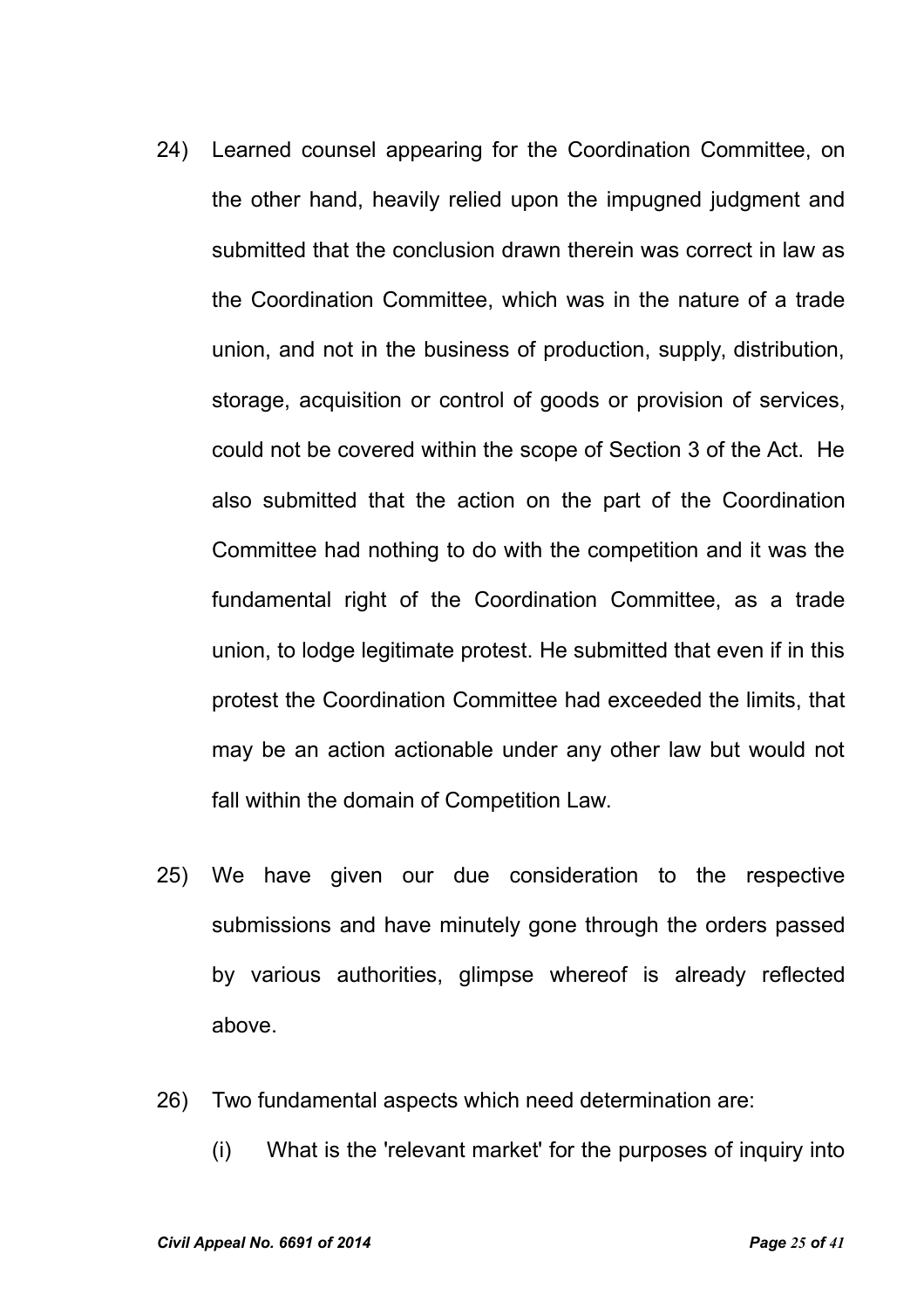24) Learned counsel appearing for the Coordination Committee, on the other hand, heavily relied upon the impugned judgment and submitted that the conclusion drawn therein was correct in law as the Coordination Committee, which was in the nature of a trade union, and not in the business of production, supply, distribution, storage, acquisition or control of goods or provision of services, could not be covered within the scope of Section 3 of the Act. He also submitted that the action on the part of the Coordination Committee had nothing to do with the competition and it was the fundamental right of the Coordination Committee, as a trade union, to lodge legitimate protest. He submitted that even if in this protest the Coordination Committee had exceeded the limits, that may be an action actionable under any other law but would not fall within the domain of Competition Law.

25) We have given our due consideration to the respective submissions and have minutely gone through the orders passed by various authorities, glimpse whereof is already reflected above.

26) Two fundamental aspects which need determination are:

(i) What is the 'relevant market' for the purposes of inquiry into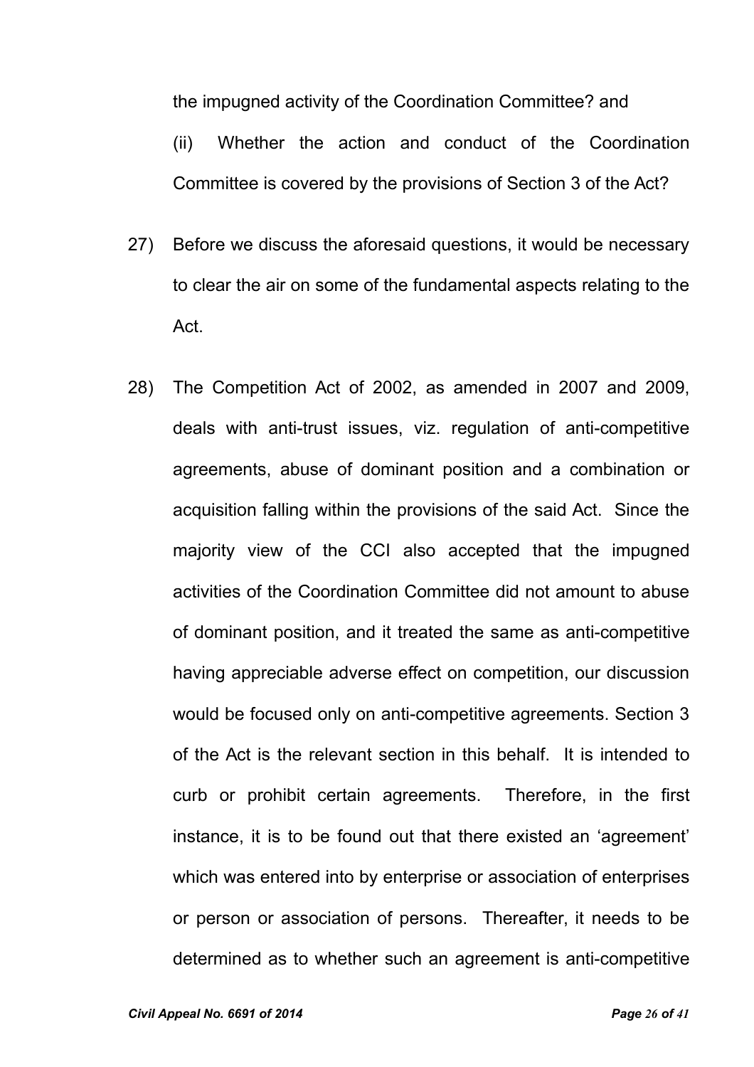the impugned activity of the Coordination Committee? and

(ii) Whether the action and conduct of the Coordination Committee is covered by the provisions of Section 3 of the Act?

27) Before we discuss the aforesaid questions, it would be necessary to clear the air on some of the fundamental aspects relating to the Act.

28) The Competition Act of 2002, as amended in 2007 and 2009, deals with anti-trust issues, viz. regulation of anti-competitive agreements, abuse of dominant position and a combination or acquisition falling within the provisions of the said Act. Since the majority view of the CCI also accepted that the impugned activities of the Coordination Committee did not amount to abuse of dominant position, and it treated the same as anti-competitive having appreciable adverse effect on competition, our discussion would be focused only on anti-competitive agreements. Section 3 of the Act is the relevant section in this behalf. It is intended to curb or prohibit certain agreements. Therefore, in the first instance, it is to be found out that there existed an 'agreement' which was entered into by enterprise or association of enterprises or person or association of persons. Thereafter, it needs to be determined as to whether such an agreement is anti-competitive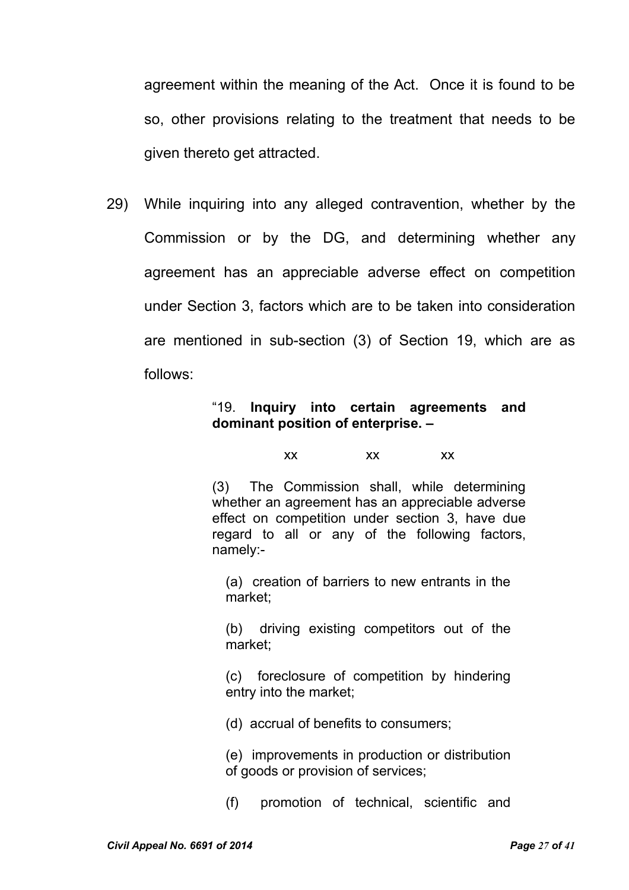agreement within the meaning of the Act. Once it is found to be so, other provisions relating to the treatment that needs to be given thereto get attracted.

29) While inquiring into any alleged contravention, whether by the Commission or by the DG, and determining whether any agreement has an appreciable adverse effect on competition under Section 3, factors which are to be taken into consideration are mentioned in sub-section (3) of Section 19, which are as follows:

> "19. **Inquiry into certain agreements and dominant position of enterprise. –**
>
> xx xx xx
>
> (3) The Commission shall, while determining whether an agreement has an appreciable adverse effect on competition under section 3, have due regard to all or any of the following factors, namely:-
>
> (a) creation of barriers to new entrants in the market;
>
> (b) driving existing competitors out of the market;
>
> (c) foreclosure of competition by hindering entry into the market;
>
> (d) accrual of benefits to consumers;
>
> (e) improvements in production or distribution of goods or provision of services;
>
> (f) promotion of technical, scientific and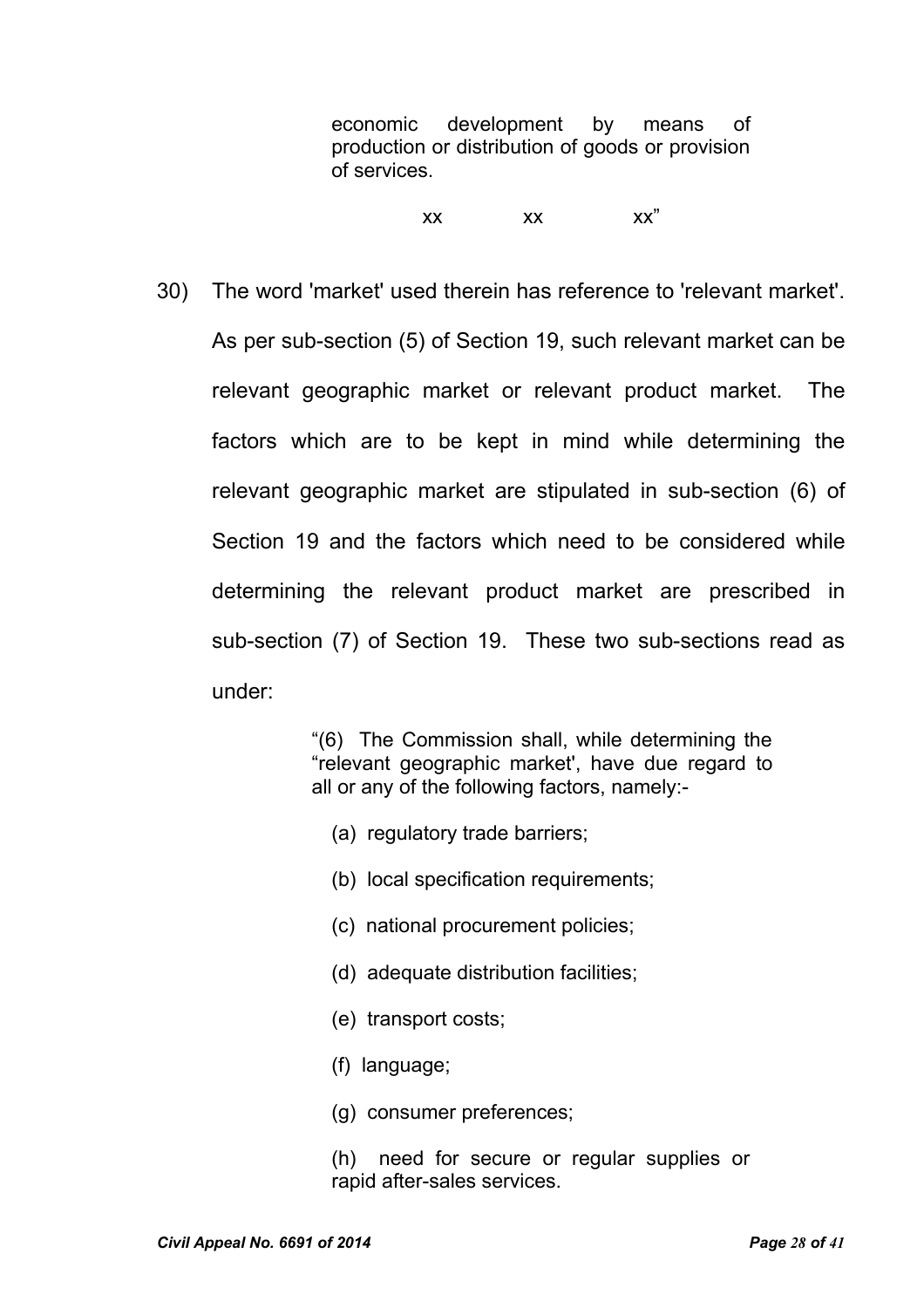> economic development by means of production or distribution of goods or provision of services.
>
> xx xx xx"

30) The word 'market' used therein has reference to 'relevant market'. As per sub-section (5) of Section 19, such relevant market can be relevant geographic market or relevant product market. The factors which are to be kept in mind while determining the relevant geographic market are stipulated in sub-section (6) of Section 19 and the factors which need to be considered while determining the relevant product market are prescribed in sub-section (7) of Section 19. These two sub-sections read as under:

> "(6) The Commission shall, while determining the "relevant geographic market', have due regard to all or any of the following factors, namely:-
>
> (a) regulatory trade barriers;
>
> (b) local specification requirements;
>
> (c) national procurement policies;
>
> (d) adequate distribution facilities;
>
> (e) transport costs;
>
> (f) language;
>
> (g) consumer preferences;
>
> (h) need for secure or regular supplies or rapid after-sales services.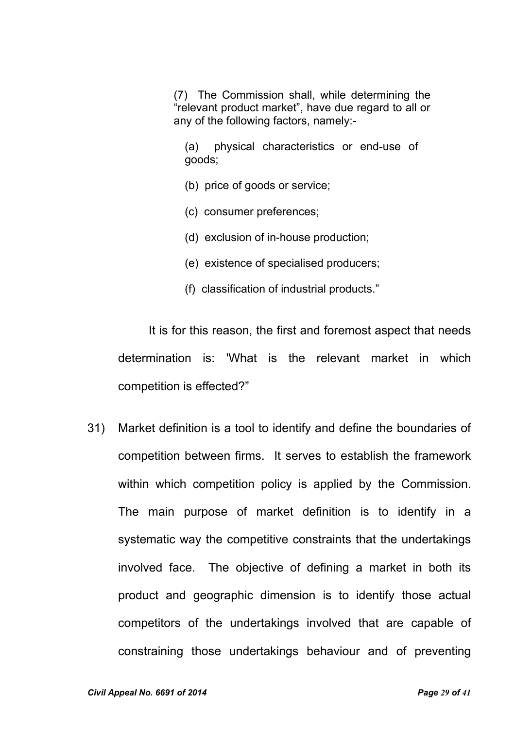> (7) The Commission shall, while determining the "relevant product market", have due regard to all or any of the following factors, namely:-
>
> (a) physical characteristics or end-use of goods;
>
> (b) price of goods or service;
>
> (c) consumer preferences;
>
> (d) exclusion of in-house production;
>
> (e) existence of specialised producers;
>
> (f) classification of industrial products."

It is for this reason, the first and foremost aspect that needs determination is: 'What is the relevant market in which competition is effected?"

31) Market definition is a tool to identify and define the boundaries of competition between firms. It serves to establish the framework within which competition policy is applied by the Commission. The main purpose of market definition is to identify in a systematic way the competitive constraints that the undertakings involved face. The objective of defining a market in both its product and geographic dimension is to identify those actual competitors of the undertakings involved that are capable of constraining those undertakings behaviour and of preventing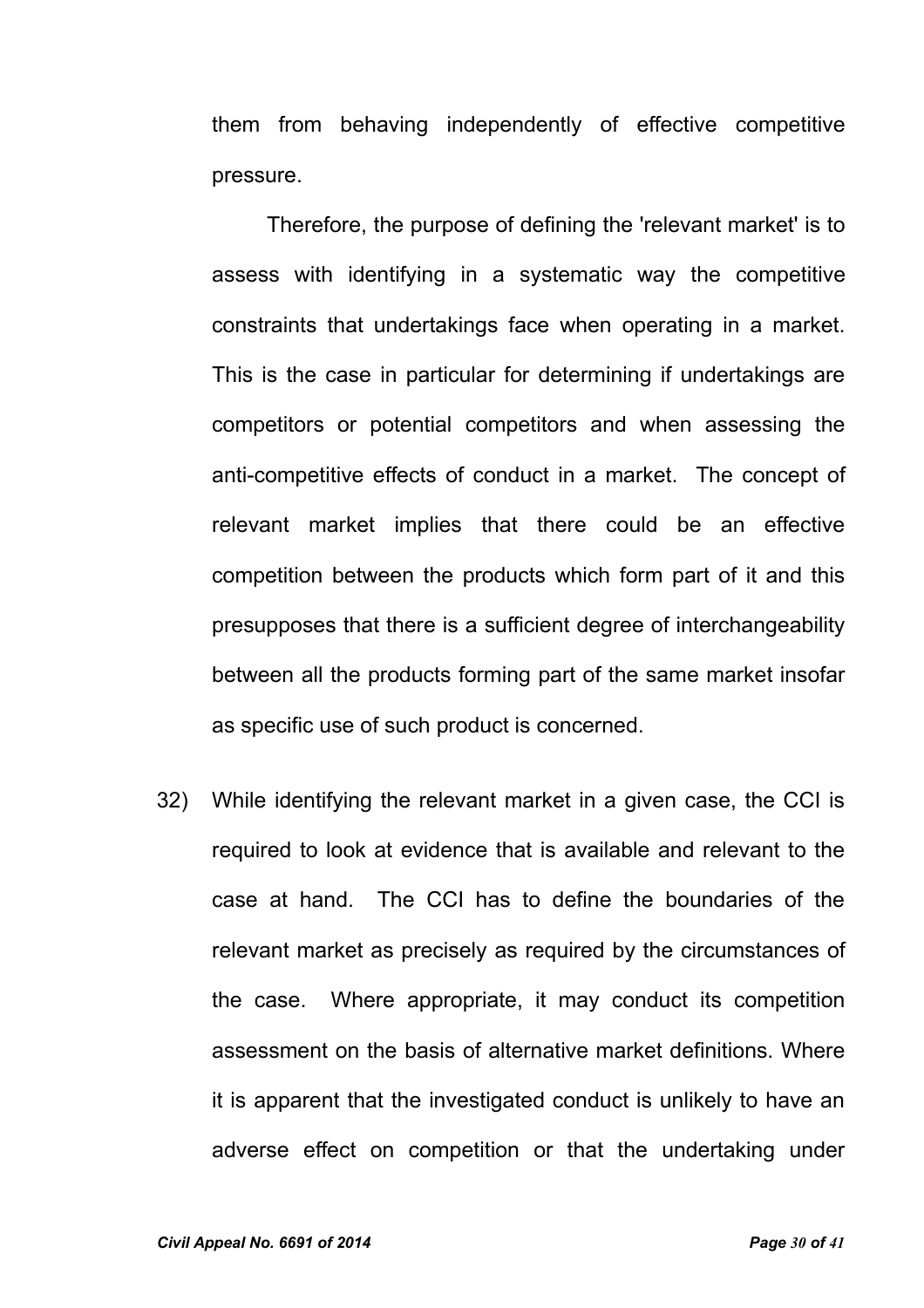them from behaving independently of effective competitive pressure.

Therefore, the purpose of defining the 'relevant market' is to assess with identifying in a systematic way the competitive constraints that undertakings face when operating in a market. This is the case in particular for determining if undertakings are competitors or potential competitors and when assessing the anti-competitive effects of conduct in a market. The concept of relevant market implies that there could be an effective competition between the products which form part of it and this presupposes that there is a sufficient degree of interchangeability between all the products forming part of the same market insofar as specific use of such product is concerned.

32) While identifying the relevant market in a given case, the CCI is required to look at evidence that is available and relevant to the case at hand. The CCI has to define the boundaries of the relevant market as precisely as required by the circumstances of the case. Where appropriate, it may conduct its competition assessment on the basis of alternative market definitions. Where it is apparent that the investigated conduct is unlikely to have an adverse effect on competition or that the undertaking under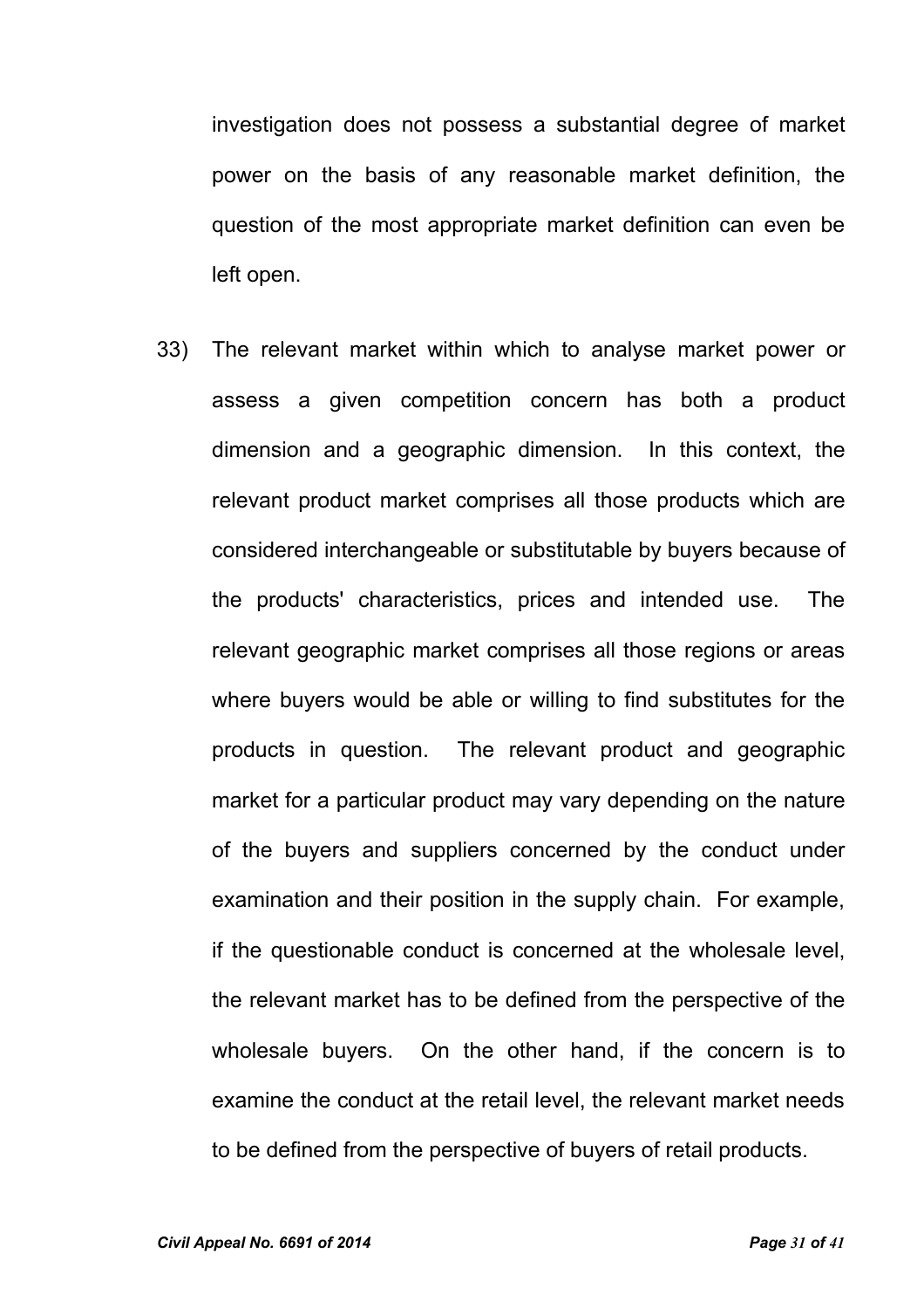investigation does not possess a substantial degree of market power on the basis of any reasonable market definition, the question of the most appropriate market definition can even be left open.

33) The relevant market within which to analyse market power or assess a given competition concern has both a product dimension and a geographic dimension. In this context, the relevant product market comprises all those products which are considered interchangeable or substitutable by buyers because of the products' characteristics, prices and intended use. The relevant geographic market comprises all those regions or areas where buyers would be able or willing to find substitutes for the products in question. The relevant product and geographic market for a particular product may vary depending on the nature of the buyers and suppliers concerned by the conduct under examination and their position in the supply chain. For example, if the questionable conduct is concerned at the wholesale level, the relevant market has to be defined from the perspective of the wholesale buyers. On the other hand, if the concern is to examine the conduct at the retail level, the relevant market needs to be defined from the perspective of buyers of retail products.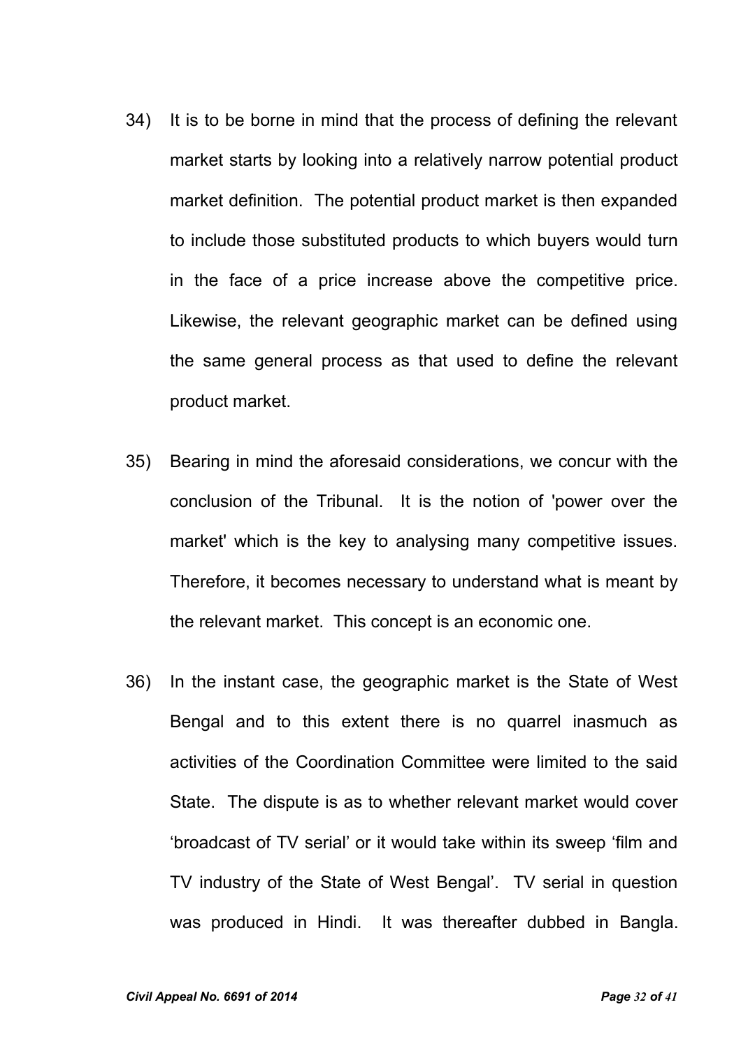34) It is to be borne in mind that the process of defining the relevant market starts by looking into a relatively narrow potential product market definition. The potential product market is then expanded to include those substituted products to which buyers would turn in the face of a price increase above the competitive price. Likewise, the relevant geographic market can be defined using the same general process as that used to define the relevant product market.

35) Bearing in mind the aforesaid considerations, we concur with the conclusion of the Tribunal. It is the notion of 'power over the market' which is the key to analysing many competitive issues. Therefore, it becomes necessary to understand what is meant by the relevant market. This concept is an economic one.

36) In the instant case, the geographic market is the State of West Bengal and to this extent there is no quarrel inasmuch as activities of the Coordination Committee were limited to the said State. The dispute is as to whether relevant market would cover 'broadcast of TV serial' or it would take within its sweep 'film and TV industry of the State of West Bengal'. TV serial in question was produced in Hindi. It was thereafter dubbed in Bangla.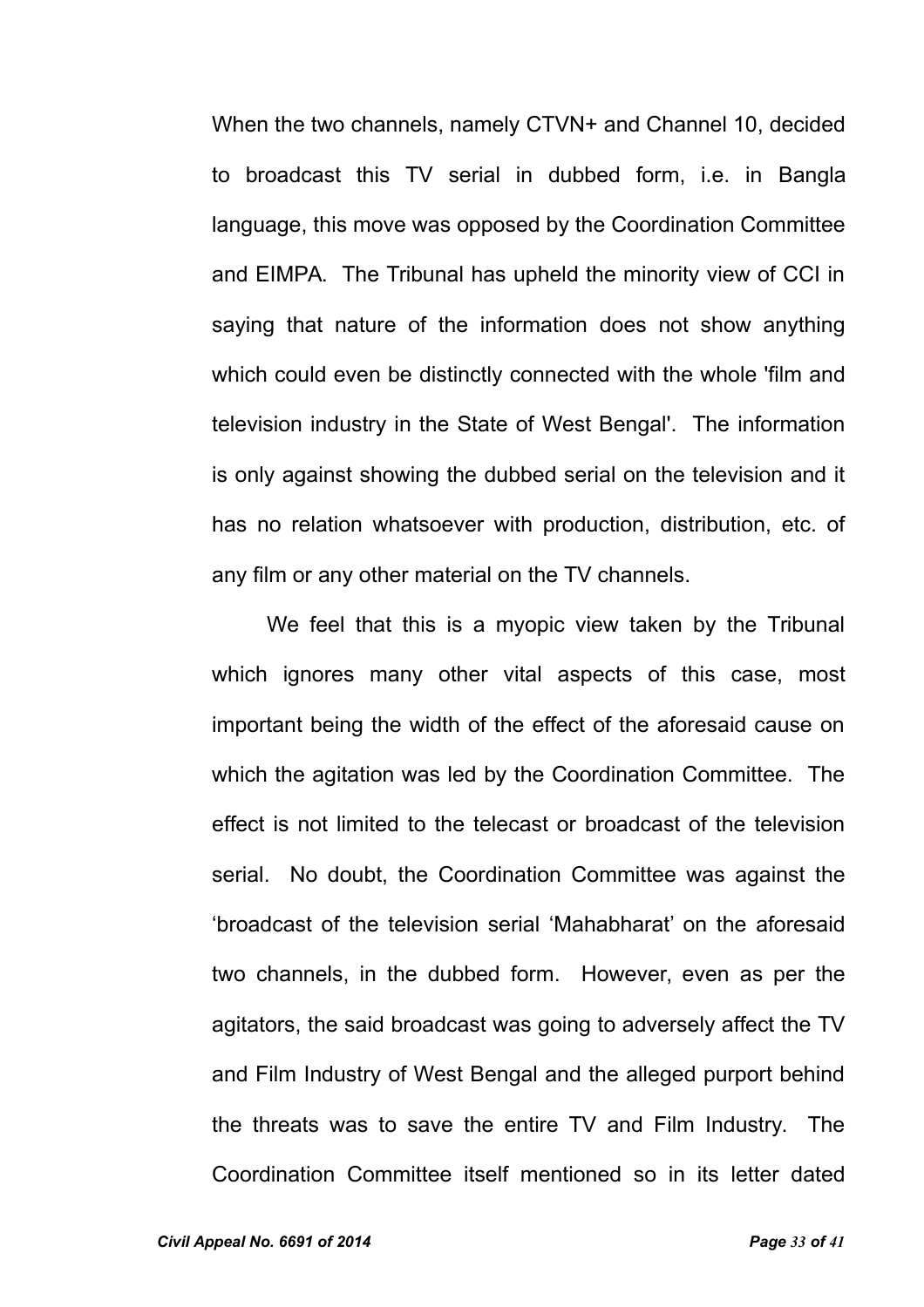When the two channels, namely CTVN+ and Channel 10, decided to broadcast this TV serial in dubbed form, i.e. in Bangla language, this move was opposed by the Coordination Committee and EIMPA. The Tribunal has upheld the minority view of CCI in saying that nature of the information does not show anything which could even be distinctly connected with the whole 'film and television industry in the State of West Bengal'. The information is only against showing the dubbed serial on the television and it has no relation whatsoever with production, distribution, etc. of any film or any other material on the TV channels.

We feel that this is a myopic view taken by the Tribunal which ignores many other vital aspects of this case, most important being the width of the effect of the aforesaid cause on which the agitation was led by the Coordination Committee. The effect is not limited to the telecast or broadcast of the television serial. No doubt, the Coordination Committee was against the 'broadcast of the television serial 'Mahabharat' on the aforesaid two channels, in the dubbed form. However, even as per the agitators, the said broadcast was going to adversely affect the TV and Film Industry of West Bengal and the alleged purport behind the threats was to save the entire TV and Film Industry. The Coordination Committee itself mentioned so in its letter dated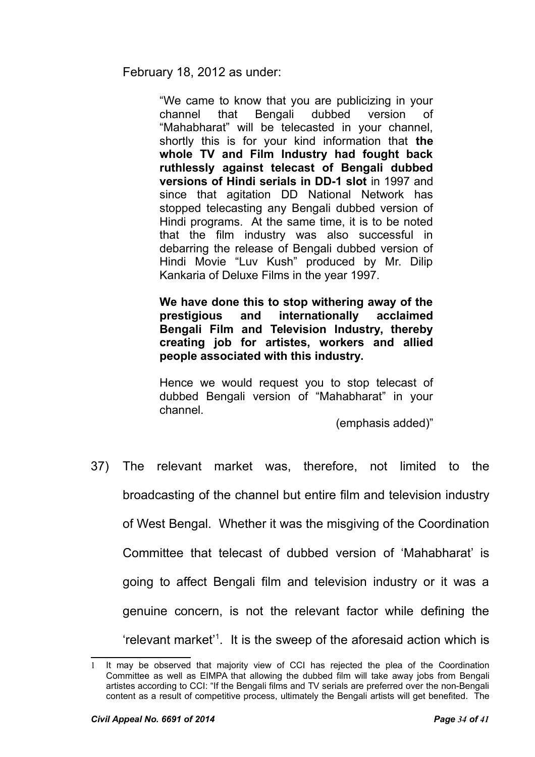February 18, 2012 as under:

> "We came to know that you are publicizing in your channel that Bengali dubbed version of "Mahabharat" will be telecasted in your channel, shortly this is for your kind information that **the whole TV and Film Industry had fought back ruthlessly against telecast of Bengali dubbed versions of Hindi serials in DD-1 slot** in 1997 and since that agitation DD National Network has stopped telecasting any Bengali dubbed version of Hindi programs. At the same time, it is to be noted that the film industry was also successful in debarring the release of Bengali dubbed version of Hindi Movie "Luv Kush" produced by Mr. Dilip Kankaria of Deluxe Films in the year 1997.
>
> **We have done this to stop withering away of the prestigious and internationally acclaimed Bengali Film and Television Industry, thereby creating job for artistes, workers and allied people associated with this industry.**
>
> Hence we would request you to stop telecast of dubbed Bengali version of "Mahabharat" in your channel.
>
> (emphasis added)"

37) The relevant market was, therefore, not limited to the broadcasting of the channel but entire film and television industry of West Bengal. Whether it was the misgiving of the Coordination Committee that telecast of dubbed version of 'Mahabharat' is going to affect Bengali film and television industry or it was a genuine concern, is not the relevant factor while defining the 'relevant market'[1]. It is the sweep of the aforesaid action which is

---

[1] It may be observed that majority view of CCI has rejected the plea of the Coordination Committee as well as EIMPA that allowing the dubbed film will take away jobs from Bengali artistes according to CCI: "If the Bengali films and TV serials are preferred over the non-Bengali content as a result of competitive process, ultimately the Bengali artists will get benefited. The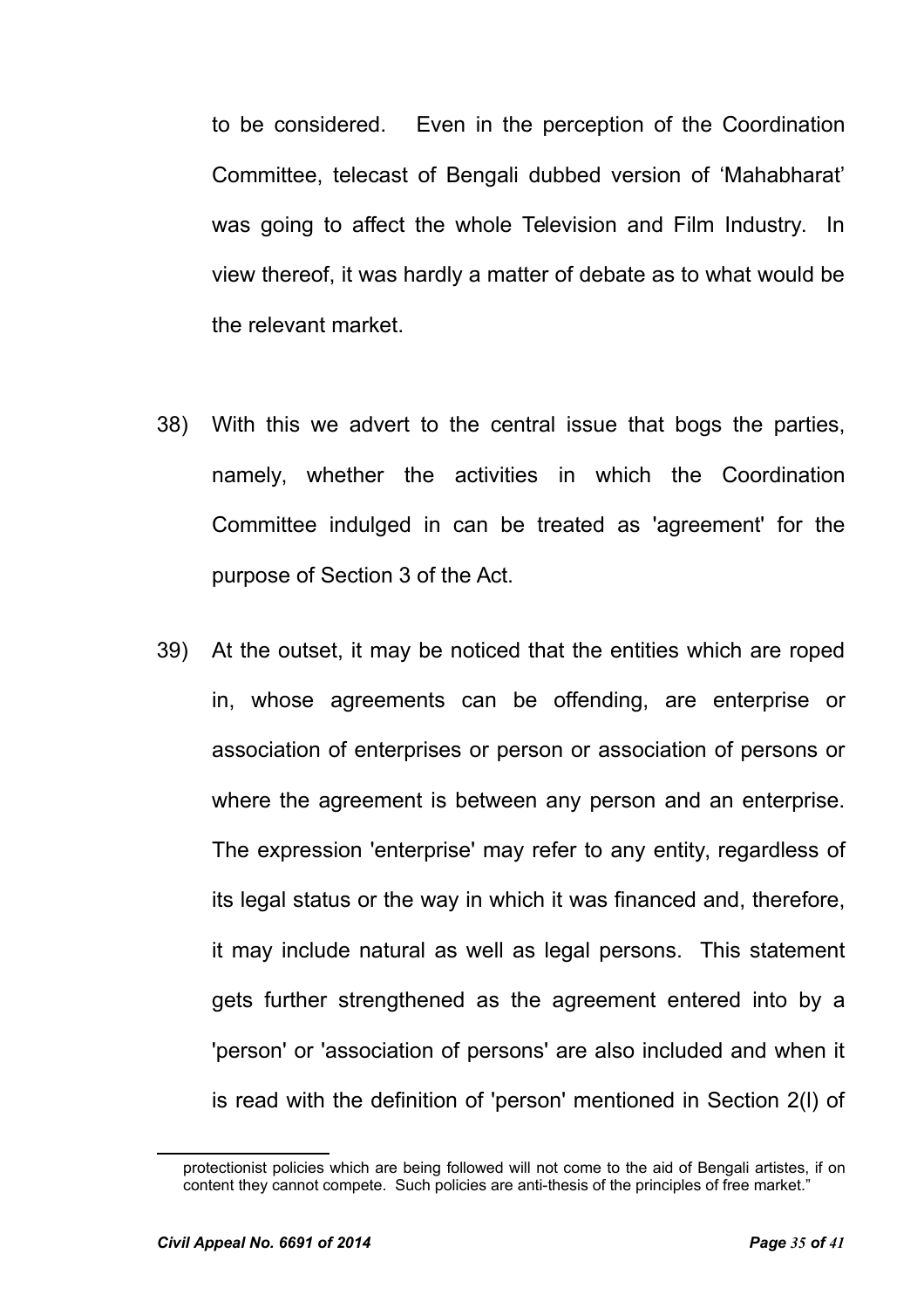to be considered. Even in the perception of the Coordination Committee, telecast of Bengali dubbed version of 'Mahabharat' was going to affect the whole Television and Film Industry. In view thereof, it was hardly a matter of debate as to what would be the relevant market.

38) With this we advert to the central issue that bogs the parties, namely, whether the activities in which the Coordination Committee indulged in can be treated as 'agreement' for the purpose of Section 3 of the Act.

39) At the outset, it may be noticed that the entities which are roped in, whose agreements can be offending, are enterprise or association of enterprises or person or association of persons or where the agreement is between any person and an enterprise. The expression 'enterprise' may refer to any entity, regardless of its legal status or the way in which it was financed and, therefore, it may include natural as well as legal persons. This statement gets further strengthened as the agreement entered into by a 'person' or 'association of persons' are also included and when it is read with the definition of 'person' mentioned in Section 2(l) of

---

protectionist policies which are being followed will not come to the aid of Bengali artistes, if on content they cannot compete. Such policies are anti-thesis of the principles of free market."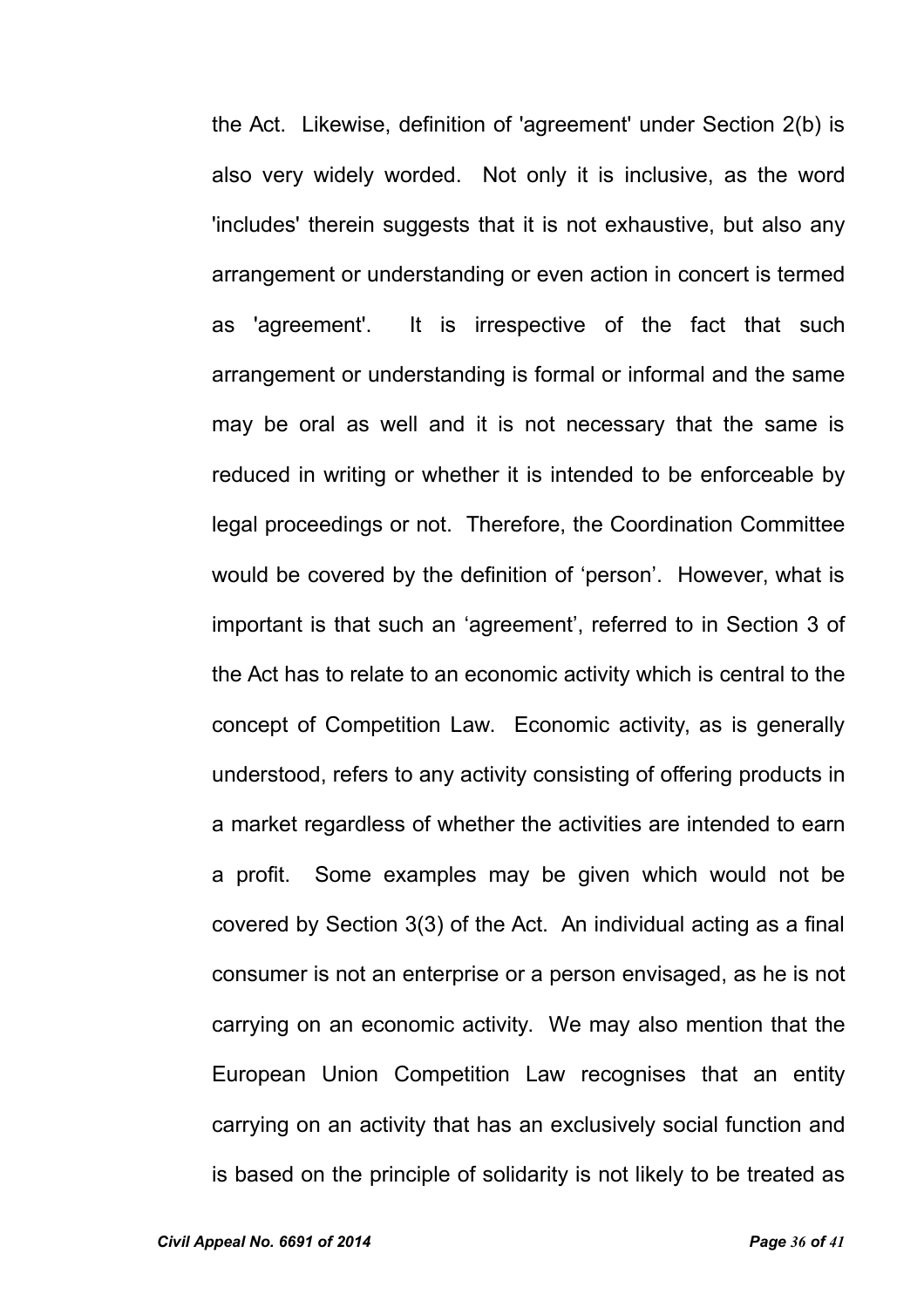the Act. Likewise, definition of 'agreement' under Section 2(b) is also very widely worded. Not only it is inclusive, as the word 'includes' therein suggests that it is not exhaustive, but also any arrangement or understanding or even action in concert is termed as 'agreement'. It is irrespective of the fact that such arrangement or understanding is formal or informal and the same may be oral as well and it is not necessary that the same is reduced in writing or whether it is intended to be enforceable by legal proceedings or not. Therefore, the Coordination Committee would be covered by the definition of 'person'. However, what is important is that such an 'agreement', referred to in Section 3 of the Act has to relate to an economic activity which is central to the concept of Competition Law. Economic activity, as is generally understood, refers to any activity consisting of offering products in a market regardless of whether the activities are intended to earn a profit. Some examples may be given which would not be covered by Section 3(3) of the Act. An individual acting as a final consumer is not an enterprise or a person envisaged, as he is not carrying on an economic activity. We may also mention that the European Union Competition Law recognises that an entity carrying on an activity that has an exclusively social function and is based on the principle of solidarity is not likely to be treated as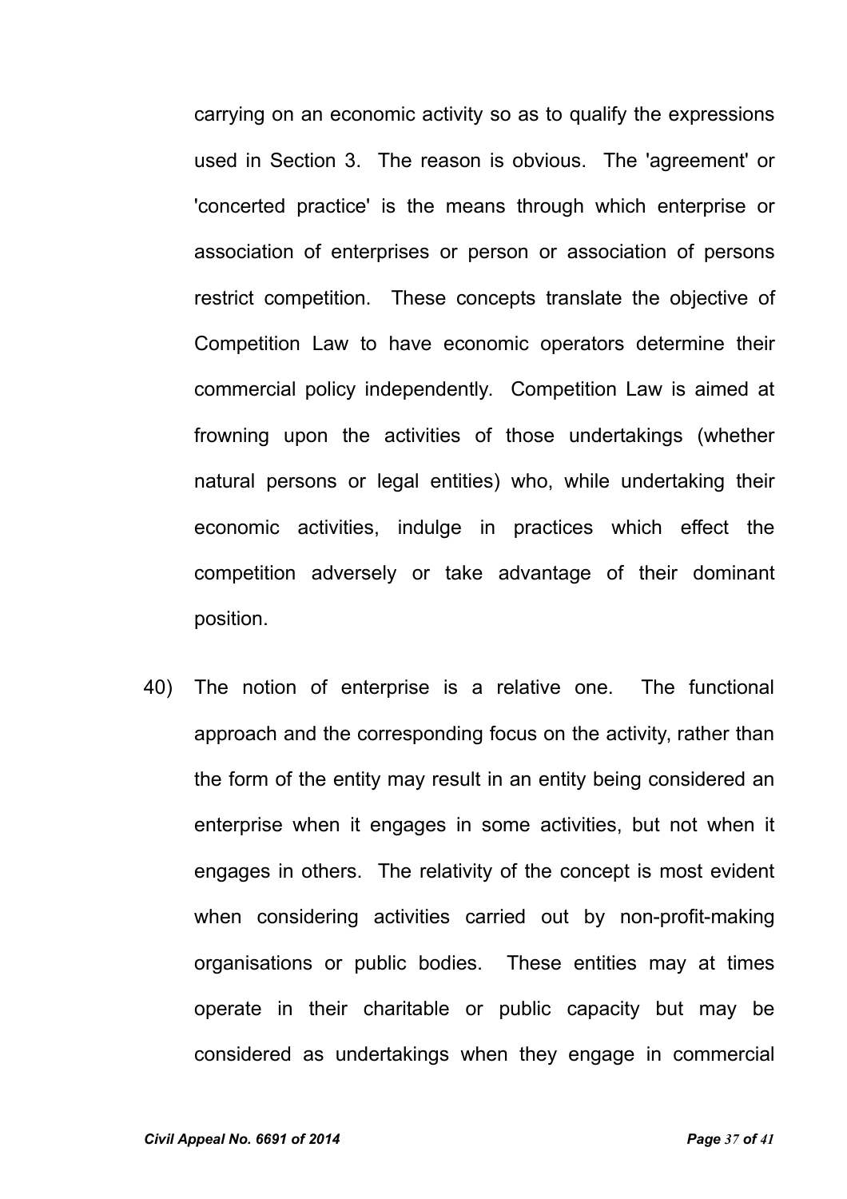carrying on an economic activity so as to qualify the expressions used in Section 3. The reason is obvious. The 'agreement' or 'concerted practice' is the means through which enterprise or association of enterprises or person or association of persons restrict competition. These concepts translate the objective of Competition Law to have economic operators determine their commercial policy independently. Competition Law is aimed at frowning upon the activities of those undertakings (whether natural persons or legal entities) who, while undertaking their economic activities, indulge in practices which effect the competition adversely or take advantage of their dominant position.

40) The notion of enterprise is a relative one. The functional approach and the corresponding focus on the activity, rather than the form of the entity may result in an entity being considered an enterprise when it engages in some activities, but not when it engages in others. The relativity of the concept is most evident when considering activities carried out by non-profit-making organisations or public bodies. These entities may at times operate in their charitable or public capacity but may be considered as undertakings when they engage in commercial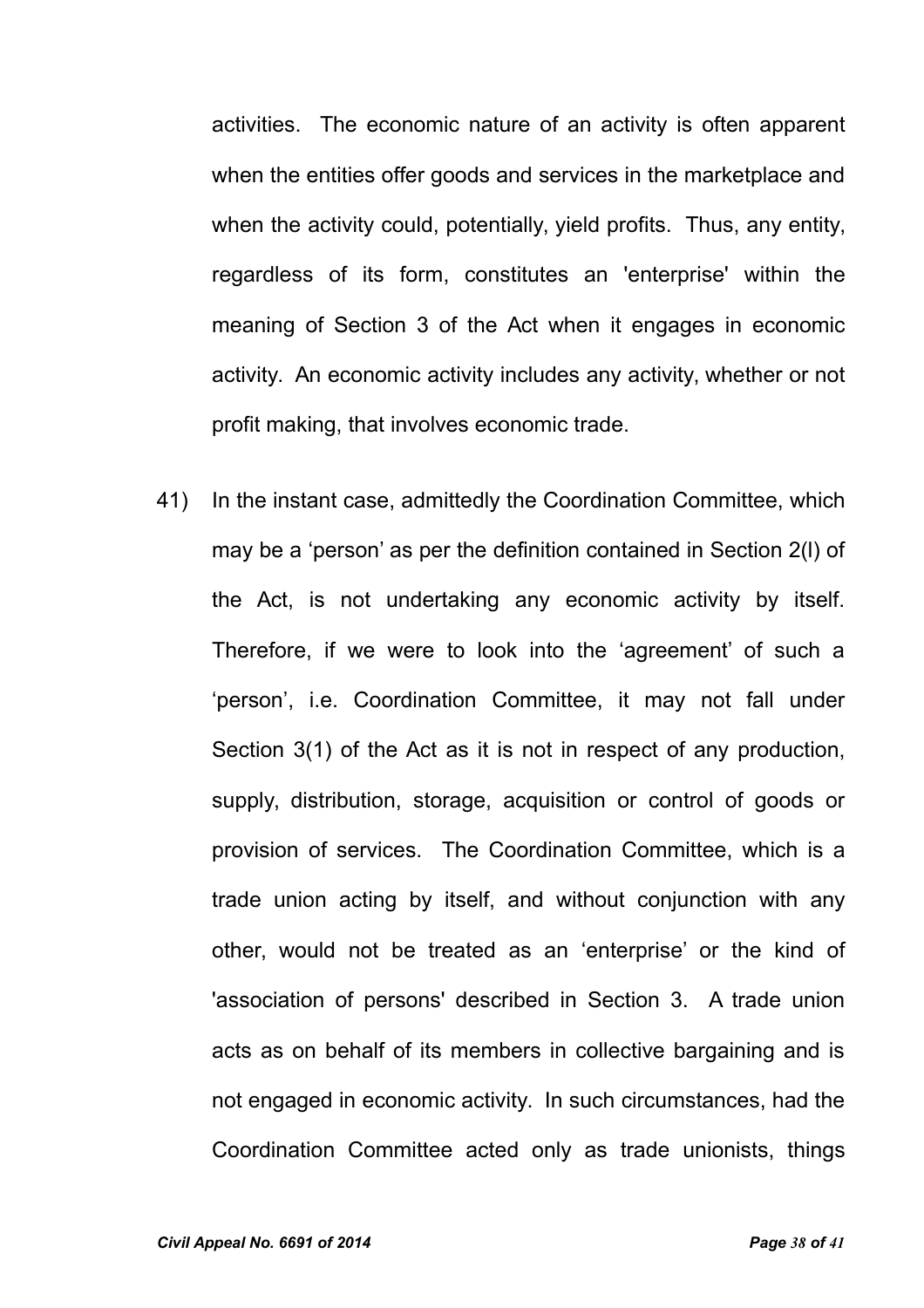activities. The economic nature of an activity is often apparent when the entities offer goods and services in the marketplace and when the activity could, potentially, yield profits. Thus, any entity, regardless of its form, constitutes an 'enterprise' within the meaning of Section 3 of the Act when it engages in economic activity. An economic activity includes any activity, whether or not profit making, that involves economic trade.

41) In the instant case, admittedly the Coordination Committee, which may be a 'person' as per the definition contained in Section 2(l) of the Act, is not undertaking any economic activity by itself. Therefore, if we were to look into the 'agreement' of such a 'person', i.e. Coordination Committee, it may not fall under Section 3(1) of the Act as it is not in respect of any production, supply, distribution, storage, acquisition or control of goods or provision of services. The Coordination Committee, which is a trade union acting by itself, and without conjunction with any other, would not be treated as an 'enterprise' or the kind of 'association of persons' described in Section 3. A trade union acts as on behalf of its members in collective bargaining and is not engaged in economic activity. In such circumstances, had the Coordination Committee acted only as trade unionists, things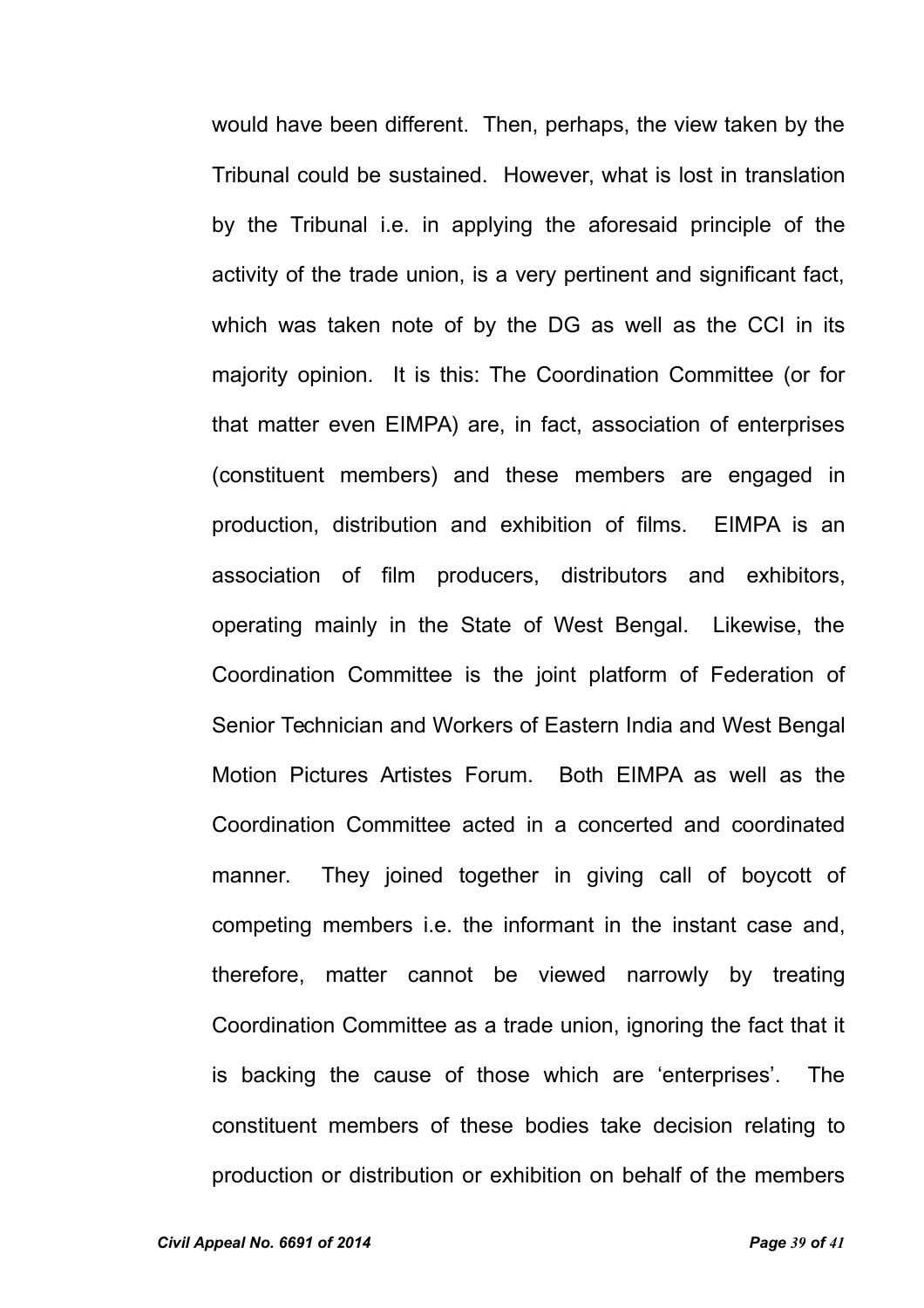would have been different. Then, perhaps, the view taken by the Tribunal could be sustained. However, what is lost in translation by the Tribunal i.e. in applying the aforesaid principle of the activity of the trade union, is a very pertinent and significant fact, which was taken note of by the DG as well as the CCI in its majority opinion. It is this: The Coordination Committee (or for that matter even EIMPA) are, in fact, association of enterprises (constituent members) and these members are engaged in production, distribution and exhibition of films. EIMPA is an association of film producers, distributors and exhibitors, operating mainly in the State of West Bengal. Likewise, the Coordination Committee is the joint platform of Federation of Senior Technician and Workers of Eastern India and West Bengal Motion Pictures Artistes Forum. Both EIMPA as well as the Coordination Committee acted in a concerted and coordinated manner. They joined together in giving call of boycott of competing members i.e. the informant in the instant case and, therefore, matter cannot be viewed narrowly by treating Coordination Committee as a trade union, ignoring the fact that it is backing the cause of those which are 'enterprises'. The constituent members of these bodies take decision relating to production or distribution or exhibition on behalf of the members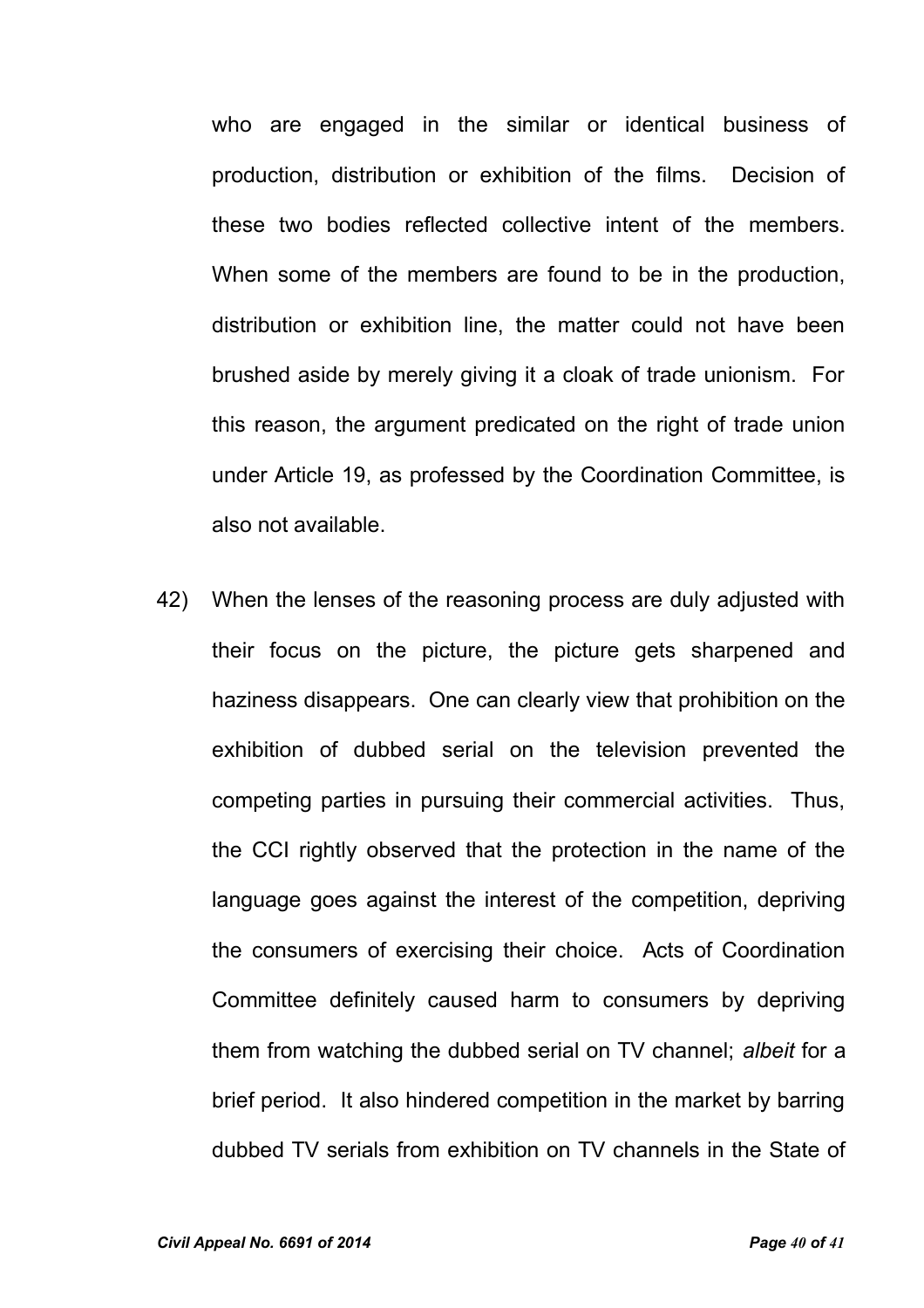who are engaged in the similar or identical business of production, distribution or exhibition of the films. Decision of these two bodies reflected collective intent of the members. When some of the members are found to be in the production, distribution or exhibition line, the matter could not have been brushed aside by merely giving it a cloak of trade unionism. For this reason, the argument predicated on the right of trade union under Article 19, as professed by the Coordination Committee, is also not available.

42) When the lenses of the reasoning process are duly adjusted with their focus on the picture, the picture gets sharpened and haziness disappears. One can clearly view that prohibition on the exhibition of dubbed serial on the television prevented the competing parties in pursuing their commercial activities. Thus, the CCI rightly observed that the protection in the name of the language goes against the interest of the competition, depriving the consumers of exercising their choice. Acts of Coordination Committee definitely caused harm to consumers by depriving them from watching the dubbed serial on TV channel; *albeit* for a brief period. It also hindered competition in the market by barring dubbed TV serials from exhibition on TV channels in the State of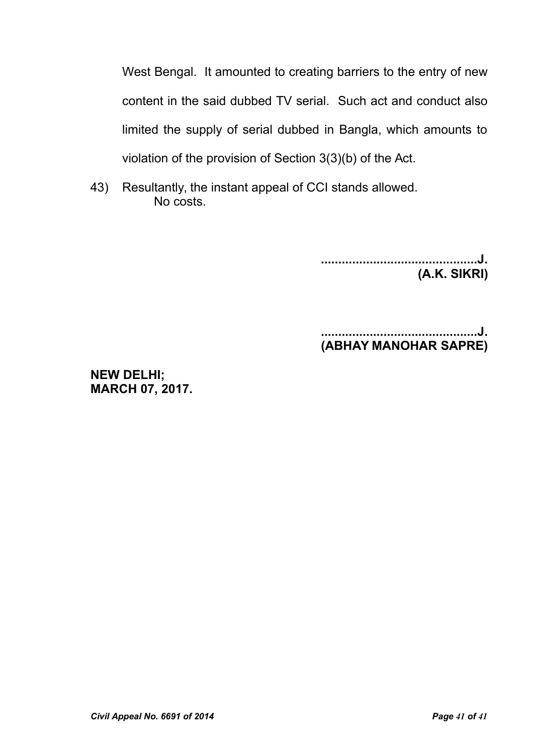West Bengal. It amounted to creating barriers to the entry of new content in the said dubbed TV serial. Such act and conduct also limited the supply of serial dubbed in Bangla, which amounts to violation of the provision of Section 3(3)(b) of the Act.

43) Resultantly, the instant appeal of CCI stands allowed. No costs.

**.............................................J.**
**(A.K. SIKRI)**

**.............................................J.**
**(ABHAY MANOHAR SAPRE)**

**NEW DELHI;**
**MARCH 07, 2017.**